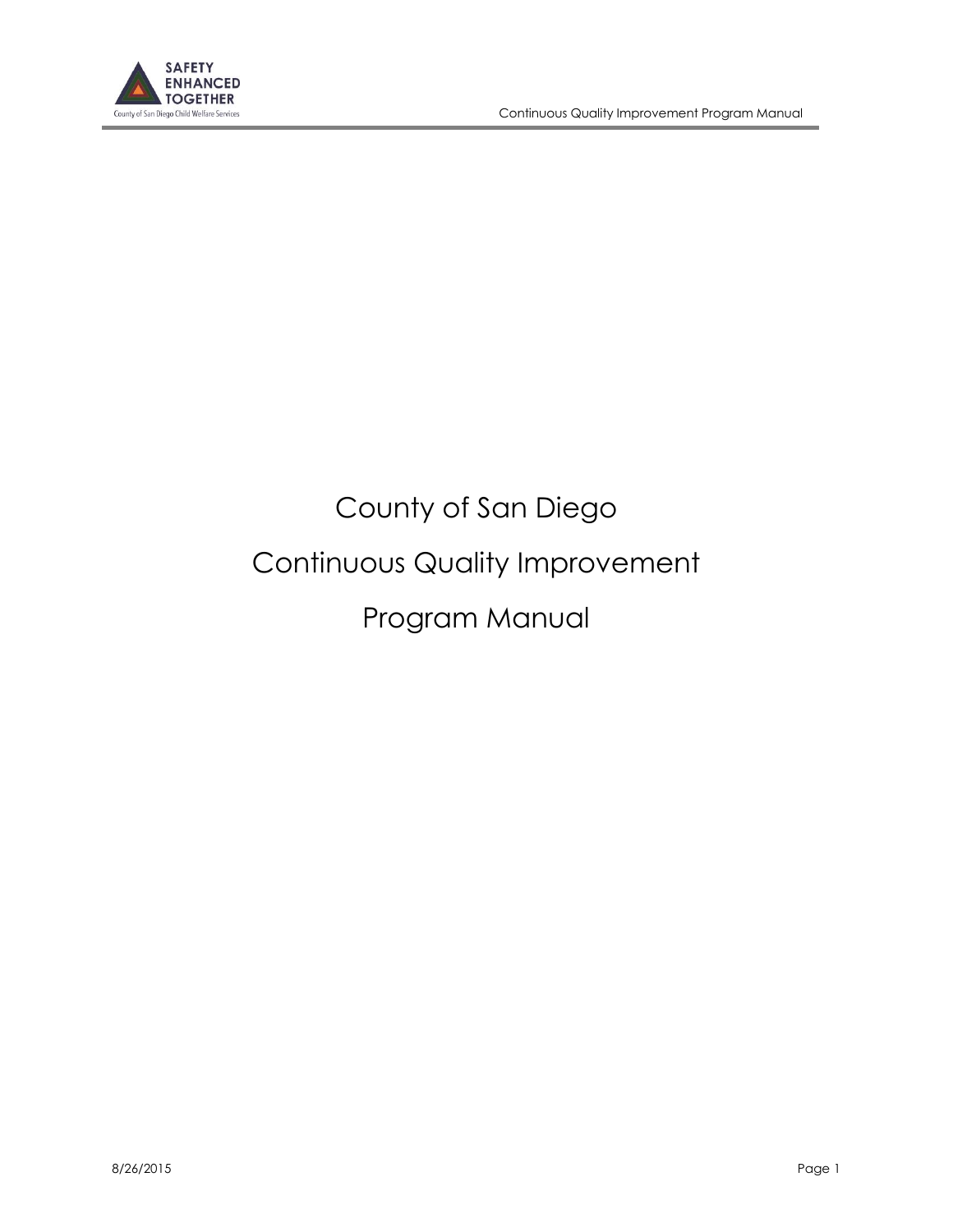# County of San Diego

# Continuous Quality Improvement

# Program Manual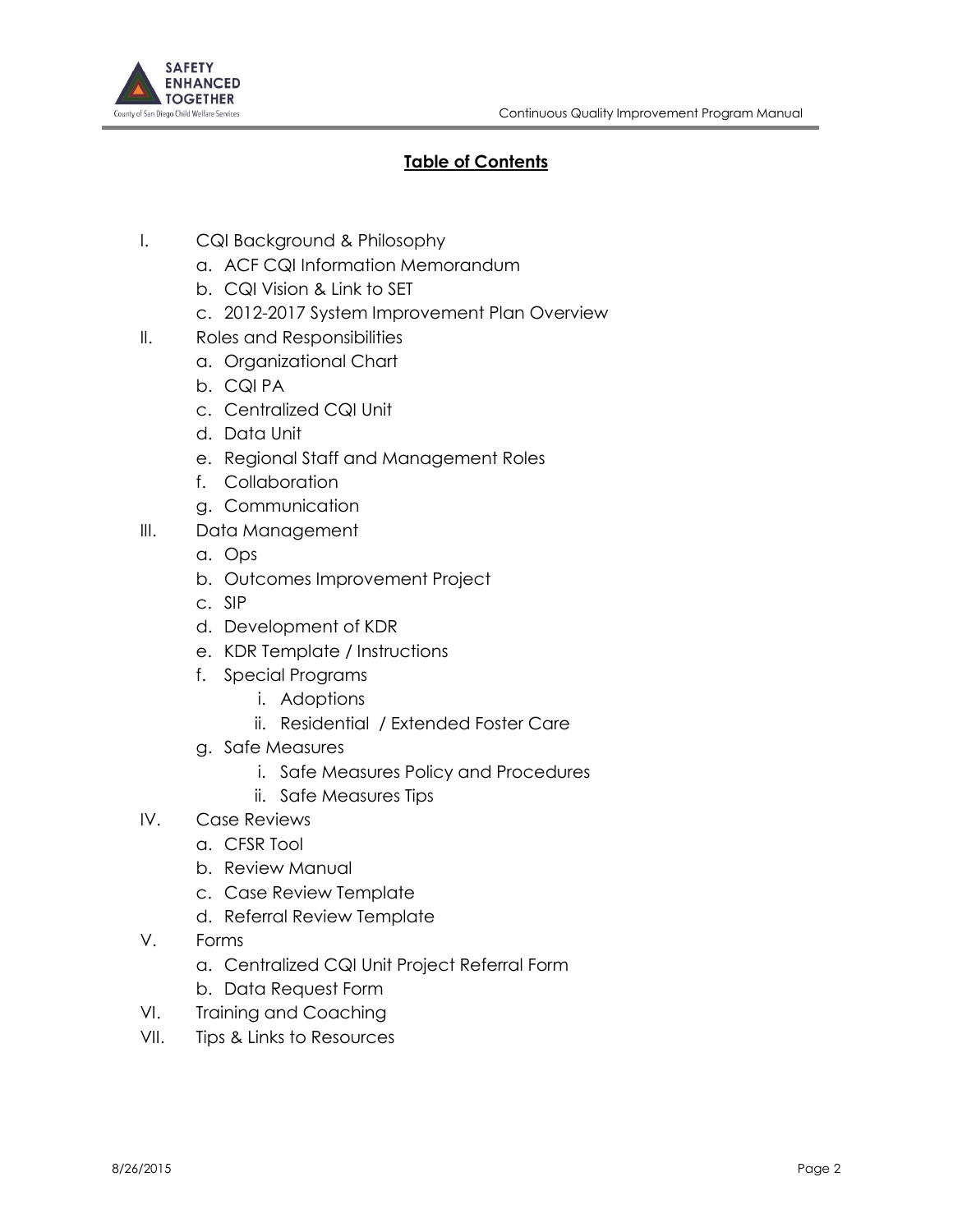# Table of Contents

I. CQI Background & Philosophy
   a. ACF CQI Information Memorandum
   b. CQI Vision & Link to SET
   c. 2012-2017 System Improvement Plan Overview

II. Roles and Responsibilities
   a. Organizational Chart
   b. CQI PA
   c. Centralized CQI Unit
   d. Data Unit
   e. Regional Staff and Management Roles
   f. Collaboration
   g. Communication

III. Data Management
   a. Ops
   b. Outcomes Improvement Project
   c. SIP
   d. Development of KDR
   e. KDR Template / Instructions
   f. Special Programs
      i. Adoptions
      ii. Residential / Extended Foster Care
   g. Safe Measures
      i. Safe Measures Policy and Procedures
      ii. Safe Measures Tips

IV. Case Reviews
   a. CFSR Tool
   b. Review Manual
   c. Case Review Template
   d. Referral Review Template

V. Forms
   a. Centralized CQI Unit Project Referral Form
   b. Data Request Form

VI. Training and Coaching

VII. Tips & Links to Resources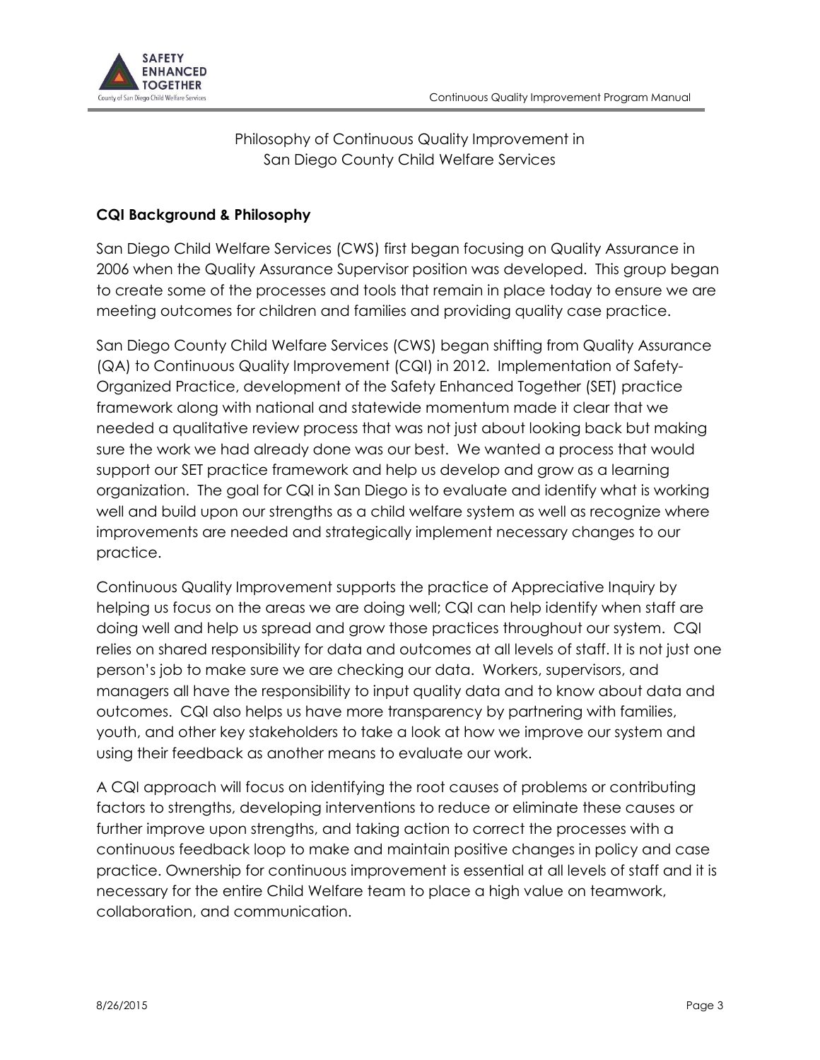# Philosophy of Continuous Quality Improvement in San Diego County Child Welfare Services

## CQI Background & Philosophy

San Diego Child Welfare Services (CWS) first began focusing on Quality Assurance in 2006 when the Quality Assurance Supervisor position was developed. This group began to create some of the processes and tools that remain in place today to ensure we are meeting outcomes for children and families and providing quality case practice.

San Diego County Child Welfare Services (CWS) began shifting from Quality Assurance (QA) to Continuous Quality Improvement (CQI) in 2012. Implementation of Safety-Organized Practice, development of the Safety Enhanced Together (SET) practice framework along with national and statewide momentum made it clear that we needed a qualitative review process that was not just about looking back but making sure the work we had already done was our best. We wanted a process that would support our SET practice framework and help us develop and grow as a learning organization. The goal for CQI in San Diego is to evaluate and identify what is working well and build upon our strengths as a child welfare system as well as recognize where improvements are needed and strategically implement necessary changes to our practice.

Continuous Quality Improvement supports the practice of Appreciative Inquiry by helping us focus on the areas we are doing well; CQI can help identify when staff are doing well and help us spread and grow those practices throughout our system. CQI relies on shared responsibility for data and outcomes at all levels of staff. It is not just one person's job to make sure we are checking our data. Workers, supervisors, and managers all have the responsibility to input quality data and to know about data and outcomes. CQI also helps us have more transparency by partnering with families, youth, and other key stakeholders to take a look at how we improve our system and using their feedback as another means to evaluate our work.

A CQI approach will focus on identifying the root causes of problems or contributing factors to strengths, developing interventions to reduce or eliminate these causes or further improve upon strengths, and taking action to correct the processes with a continuous feedback loop to make and maintain positive changes in policy and case practice. Ownership for continuous improvement is essential at all levels of staff and it is necessary for the entire Child Welfare team to place a high value on teamwork, collaboration, and communication.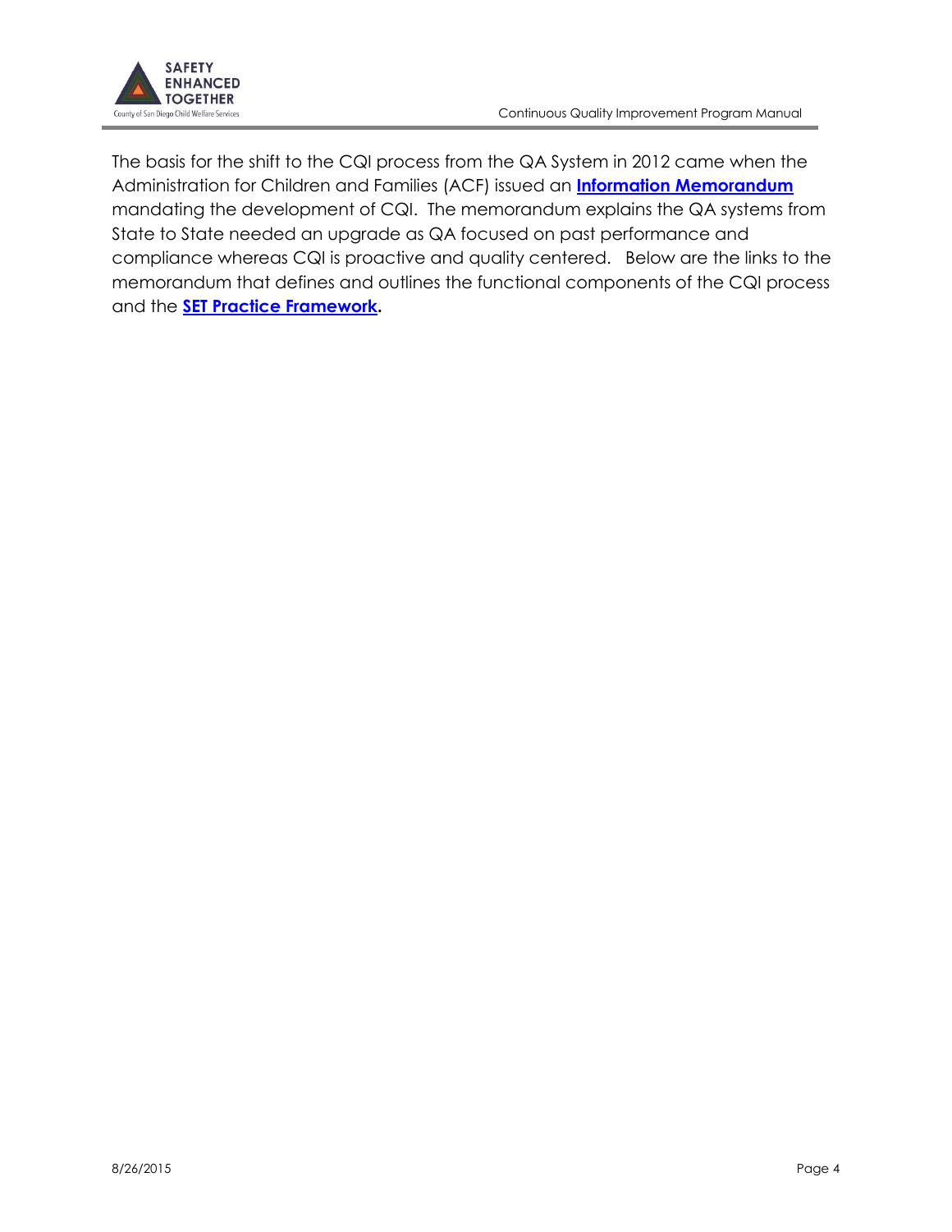The basis for the shift to the CQI process from the QA System in 2012 came when the Administration for Children and Families (ACF) issued an **Information Memorandum** mandating the development of CQI. The memorandum explains the QA systems from State to State needed an upgrade as QA focused on past performance and compliance whereas CQI is proactive and quality centered. Below are the links to the memorandum that defines and outlines the functional components of the CQI process and the **SET Practice Framework.**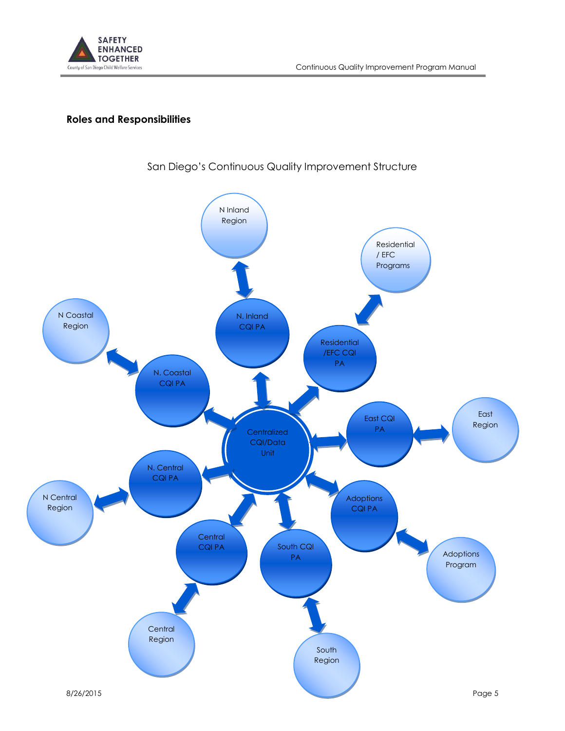## Roles and Responsibilities

San Diego's Continuous Quality Improvement Structure

N Inland Region

Residential / EFC Programs

N. Inland CQI PA

N Coastal Region

Residential /EFC CQI PA

N. Coastal CQI PA

East CQI PA

East Region

Centralized CQI/Data Unit

N. Central CQI PA

Adoptions CQI PA

N Central Region

Central CQI PA

South CQI PA

Adoptions Program

Central Region

South Region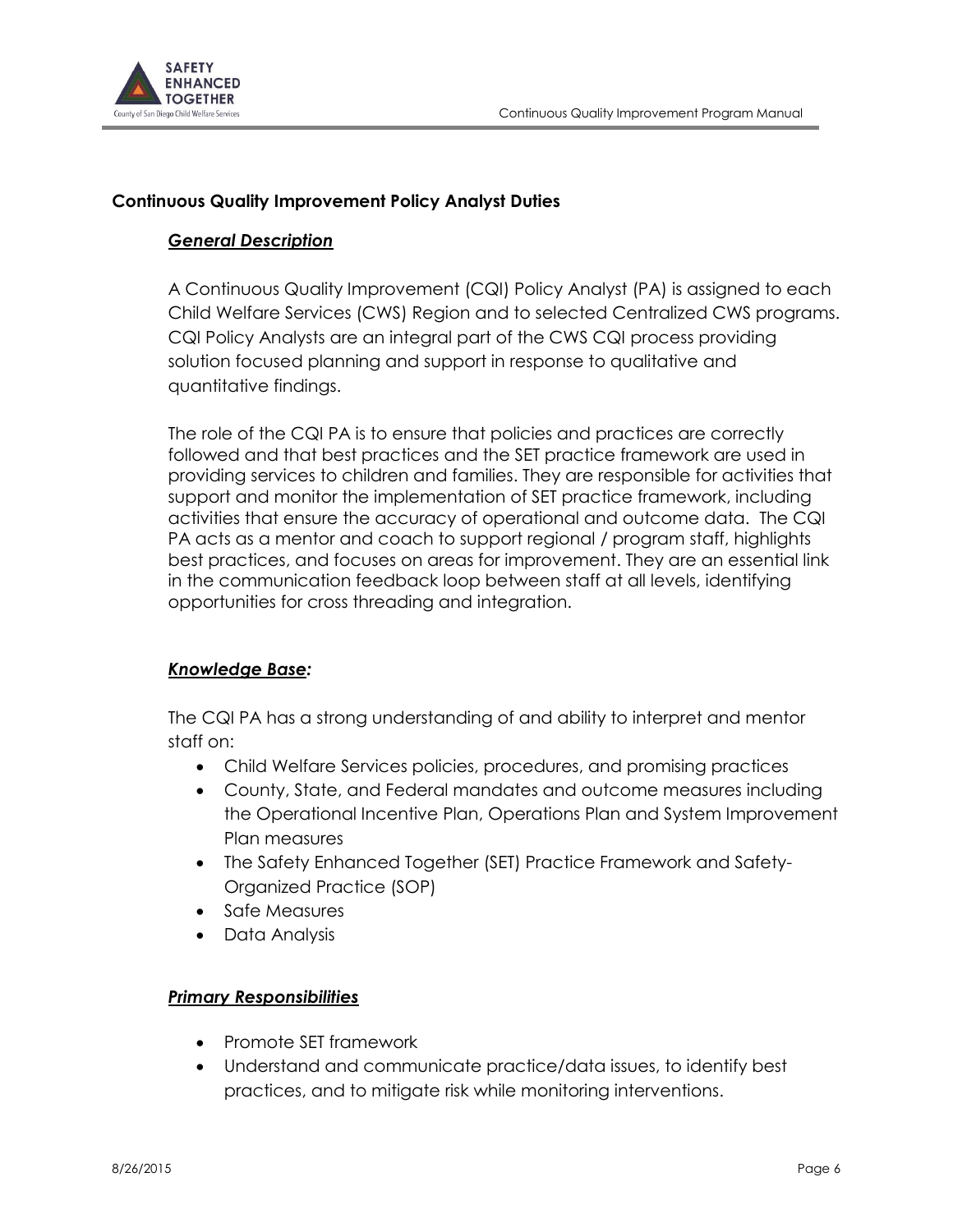## Continuous Quality Improvement Policy Analyst Duties

### ***General Description***

A Continuous Quality Improvement (CQI) Policy Analyst (PA) is assigned to each Child Welfare Services (CWS) Region and to selected Centralized CWS programs. CQI Policy Analysts are an integral part of the CWS CQI process providing solution focused planning and support in response to qualitative and quantitative findings.

The role of the CQI PA is to ensure that policies and practices are correctly followed and that best practices and the SET practice framework are used in providing services to children and families. They are responsible for activities that support and monitor the implementation of SET practice framework, including activities that ensure the accuracy of operational and outcome data. The CQI PA acts as a mentor and coach to support regional / program staff, highlights best practices, and focuses on areas for improvement. They are an essential link in the communication feedback loop between staff at all levels, identifying opportunities for cross threading and integration.

### ***Knowledge Base:***

The CQI PA has a strong understanding of and ability to interpret and mentor staff on:

- Child Welfare Services policies, procedures, and promising practices
- County, State, and Federal mandates and outcome measures including the Operational Incentive Plan, Operations Plan and System Improvement Plan measures
- The Safety Enhanced Together (SET) Practice Framework and Safety-Organized Practice (SOP)
- Safe Measures
- Data Analysis

### ***Primary Responsibilities***

- Promote SET framework
- Understand and communicate practice/data issues, to identify best practices, and to mitigate risk while monitoring interventions.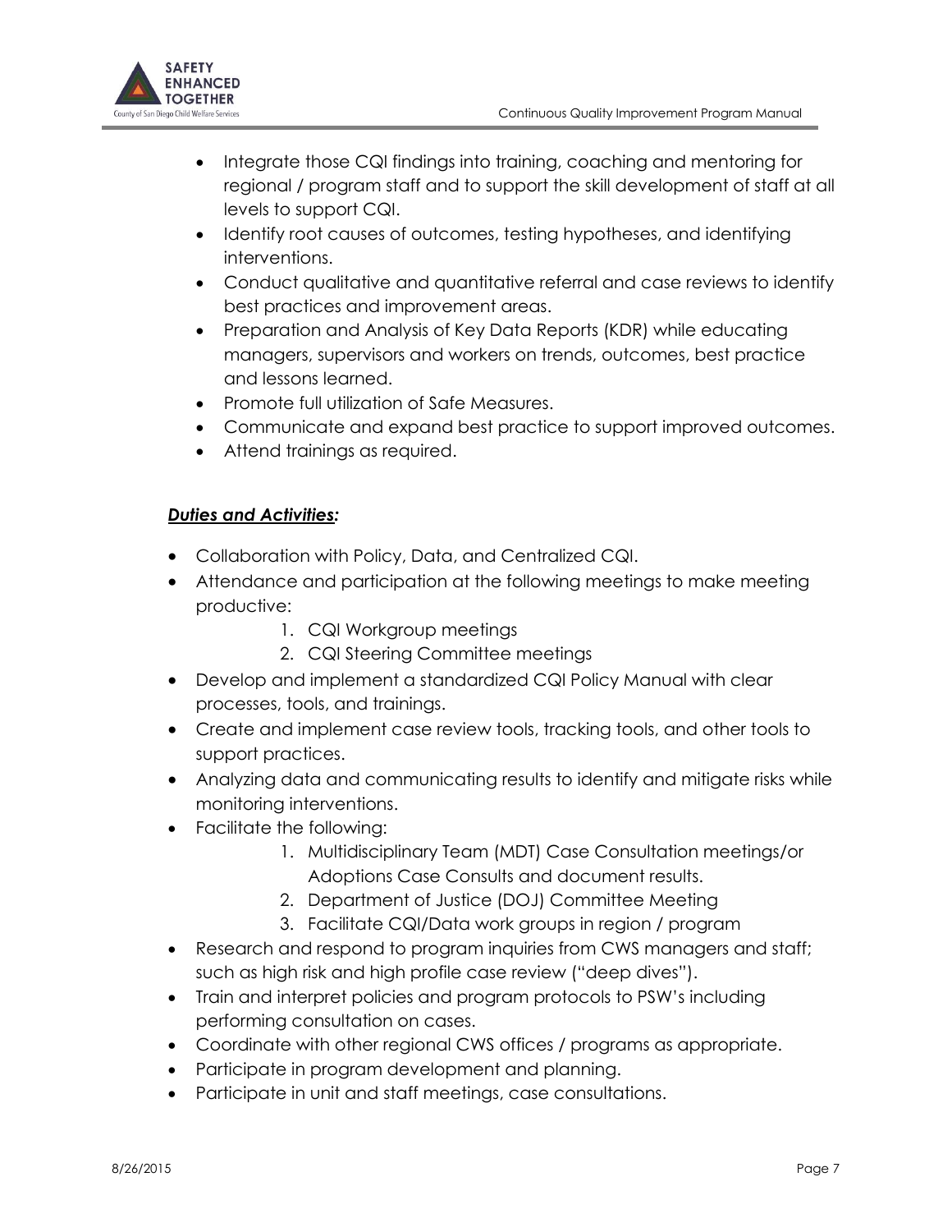- Integrate those CQI findings into training, coaching and mentoring for regional / program staff and to support the skill development of staff at all levels to support CQI.
- Identify root causes of outcomes, testing hypotheses, and identifying interventions.
- Conduct qualitative and quantitative referral and case reviews to identify best practices and improvement areas.
- Preparation and Analysis of Key Data Reports (KDR) while educating managers, supervisors and workers on trends, outcomes, best practice and lessons learned.
- Promote full utilization of Safe Measures.
- Communicate and expand best practice to support improved outcomes.
- Attend trainings as required.

***<u>Duties and Activities:</u>***

- Collaboration with Policy, Data, and Centralized CQI.
- Attendance and participation at the following meetings to make meeting productive:
    1. CQI Workgroup meetings
    2. CQI Steering Committee meetings
- Develop and implement a standardized CQI Policy Manual with clear processes, tools, and trainings.
- Create and implement case review tools, tracking tools, and other tools to support practices.
- Analyzing data and communicating results to identify and mitigate risks while monitoring interventions.
- Facilitate the following:
    1. Multidisciplinary Team (MDT) Case Consultation meetings/or Adoptions Case Consults and document results.
    2. Department of Justice (DOJ) Committee Meeting
    3. Facilitate CQI/Data work groups in region / program
- Research and respond to program inquiries from CWS managers and staff; such as high risk and high profile case review ("deep dives").
- Train and interpret policies and program protocols to PSW's including performing consultation on cases.
- Coordinate with other regional CWS offices / programs as appropriate.
- Participate in program development and planning.
- Participate in unit and staff meetings, case consultations.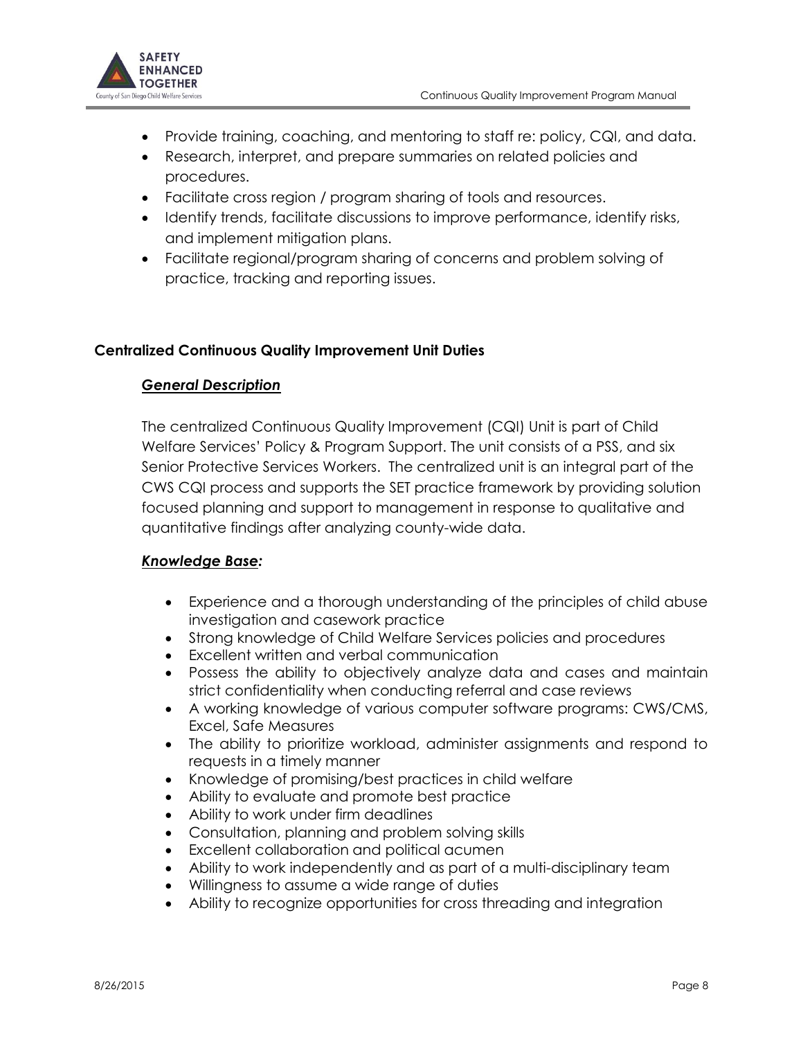- Provide training, coaching, and mentoring to staff re: policy, CQI, and data.
- Research, interpret, and prepare summaries on related policies and procedures.
- Facilitate cross region / program sharing of tools and resources.
- Identify trends, facilitate discussions to improve performance, identify risks, and implement mitigation plans.
- Facilitate regional/program sharing of concerns and problem solving of practice, tracking and reporting issues.

## Centralized Continuous Quality Improvement Unit Duties

### ***General Description***

The centralized Continuous Quality Improvement (CQI) Unit is part of Child Welfare Services' Policy & Program Support. The unit consists of a PSS, and six Senior Protective Services Workers. The centralized unit is an integral part of the CWS CQI process and supports the SET practice framework by providing solution focused planning and support to management in response to qualitative and quantitative findings after analyzing county-wide data.

### ***Knowledge Base:***

- Experience and a thorough understanding of the principles of child abuse investigation and casework practice
- Strong knowledge of Child Welfare Services policies and procedures
- Excellent written and verbal communication
- Possess the ability to objectively analyze data and cases and maintain strict confidentiality when conducting referral and case reviews
- A working knowledge of various computer software programs: CWS/CMS, Excel, Safe Measures
- The ability to prioritize workload, administer assignments and respond to requests in a timely manner
- Knowledge of promising/best practices in child welfare
- Ability to evaluate and promote best practice
- Ability to work under firm deadlines
- Consultation, planning and problem solving skills
- Excellent collaboration and political acumen
- Ability to work independently and as part of a multi-disciplinary team
- Willingness to assume a wide range of duties
- Ability to recognize opportunities for cross threading and integration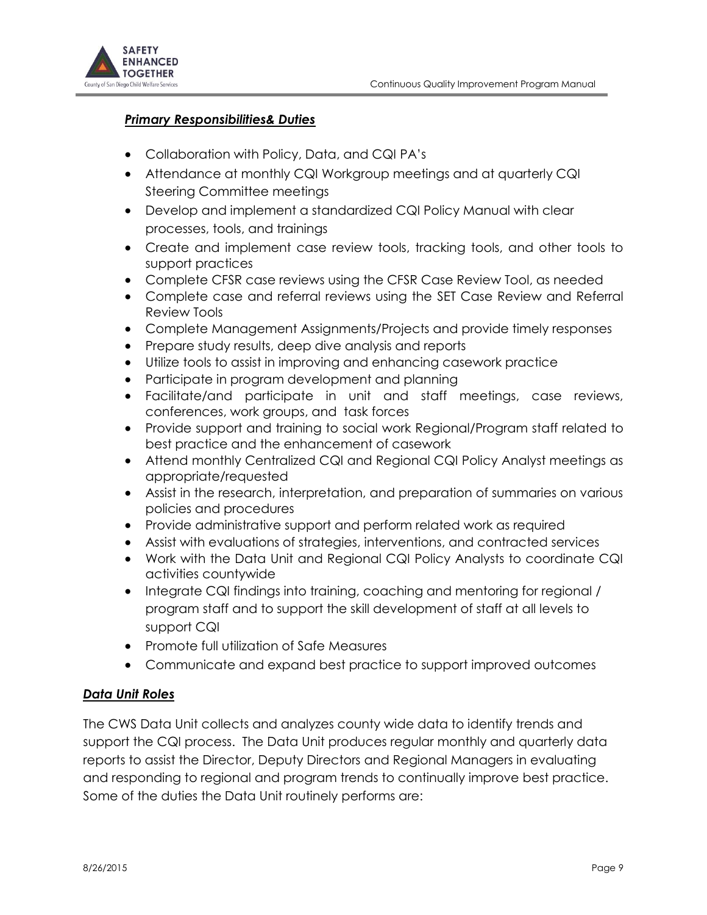***Primary Responsibilities& Duties***

- Collaboration with Policy, Data, and CQI PA's
- Attendance at monthly CQI Workgroup meetings and at quarterly CQI Steering Committee meetings
- Develop and implement a standardized CQI Policy Manual with clear processes, tools, and trainings
- Create and implement case review tools, tracking tools, and other tools to support practices
- Complete CFSR case reviews using the CFSR Case Review Tool, as needed
- Complete case and referral reviews using the SET Case Review and Referral Review Tools
- Complete Management Assignments/Projects and provide timely responses
- Prepare study results, deep dive analysis and reports
- Utilize tools to assist in improving and enhancing casework practice
- Participate in program development and planning
- Facilitate/and participate in unit and staff meetings, case reviews, conferences, work groups, and task forces
- Provide support and training to social work Regional/Program staff related to best practice and the enhancement of casework
- Attend monthly Centralized CQI and Regional CQI Policy Analyst meetings as appropriate/requested
- Assist in the research, interpretation, and preparation of summaries on various policies and procedures
- Provide administrative support and perform related work as required
- Assist with evaluations of strategies, interventions, and contracted services
- Work with the Data Unit and Regional CQI Policy Analysts to coordinate CQI activities countywide
- Integrate CQI findings into training, coaching and mentoring for regional / program staff and to support the skill development of staff at all levels to support CQI
- Promote full utilization of Safe Measures
- Communicate and expand best practice to support improved outcomes

***Data Unit Roles***

The CWS Data Unit collects and analyzes county wide data to identify trends and support the CQI process. The Data Unit produces regular monthly and quarterly data reports to assist the Director, Deputy Directors and Regional Managers in evaluating and responding to regional and program trends to continually improve best practice. Some of the duties the Data Unit routinely performs are: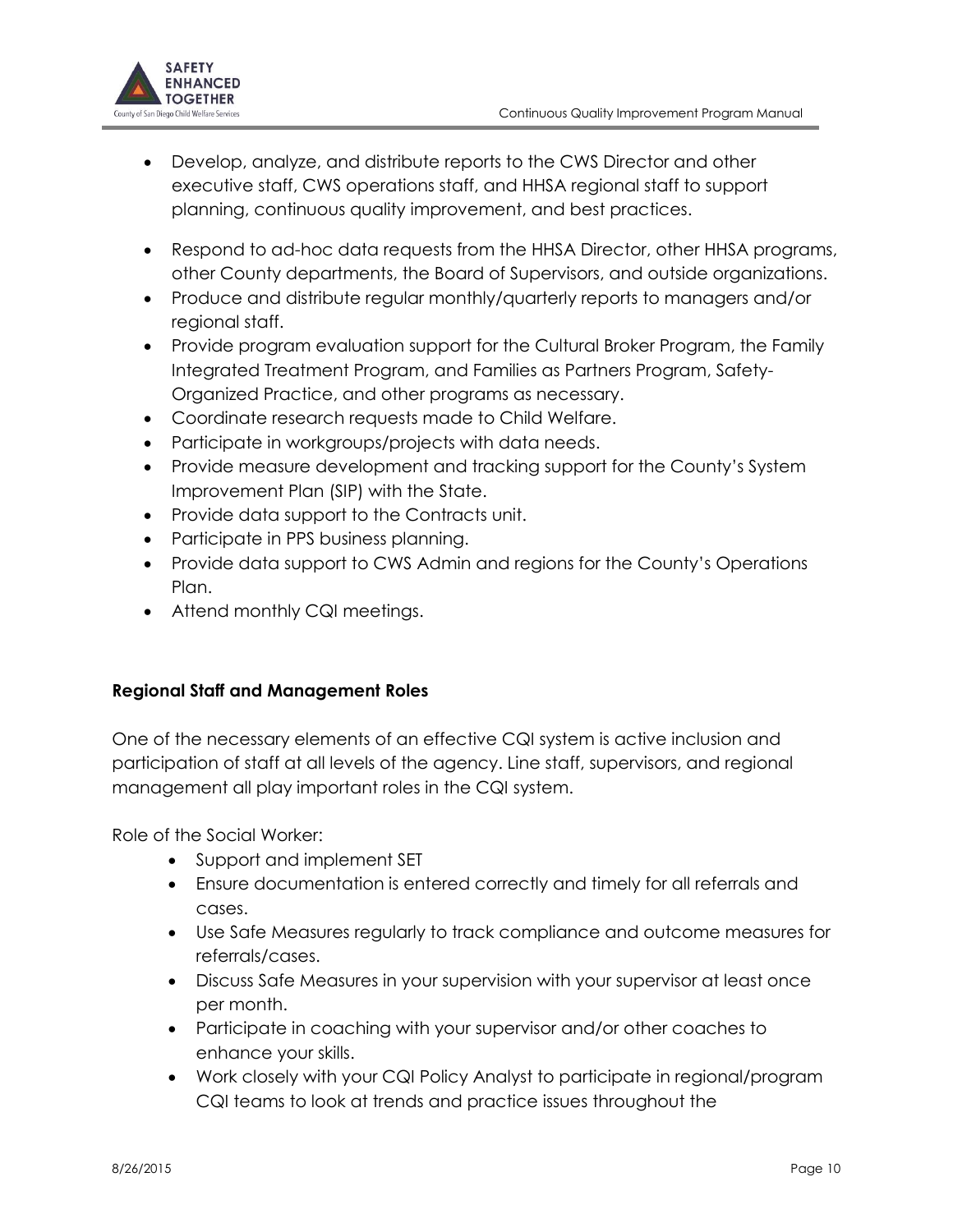- Develop, analyze, and distribute reports to the CWS Director and other executive staff, CWS operations staff, and HHSA regional staff to support planning, continuous quality improvement, and best practices.
- Respond to ad-hoc data requests from the HHSA Director, other HHSA programs, other County departments, the Board of Supervisors, and outside organizations.
- Produce and distribute regular monthly/quarterly reports to managers and/or regional staff.
- Provide program evaluation support for the Cultural Broker Program, the Family Integrated Treatment Program, and Families as Partners Program, Safety-Organized Practice, and other programs as necessary.
- Coordinate research requests made to Child Welfare.
- Participate in workgroups/projects with data needs.
- Provide measure development and tracking support for the County's System Improvement Plan (SIP) with the State.
- Provide data support to the Contracts unit.
- Participate in PPS business planning.
- Provide data support to CWS Admin and regions for the County's Operations Plan.
- Attend monthly CQI meetings.

**Regional Staff and Management Roles**

One of the necessary elements of an effective CQI system is active inclusion and participation of staff at all levels of the agency. Line staff, supervisors, and regional management all play important roles in the CQI system.

Role of the Social Worker:

- Support and implement SET
- Ensure documentation is entered correctly and timely for all referrals and cases.
- Use Safe Measures regularly to track compliance and outcome measures for referrals/cases.
- Discuss Safe Measures in your supervision with your supervisor at least once per month.
- Participate in coaching with your supervisor and/or other coaches to enhance your skills.
- Work closely with your CQI Policy Analyst to participate in regional/program CQI teams to look at trends and practice issues throughout the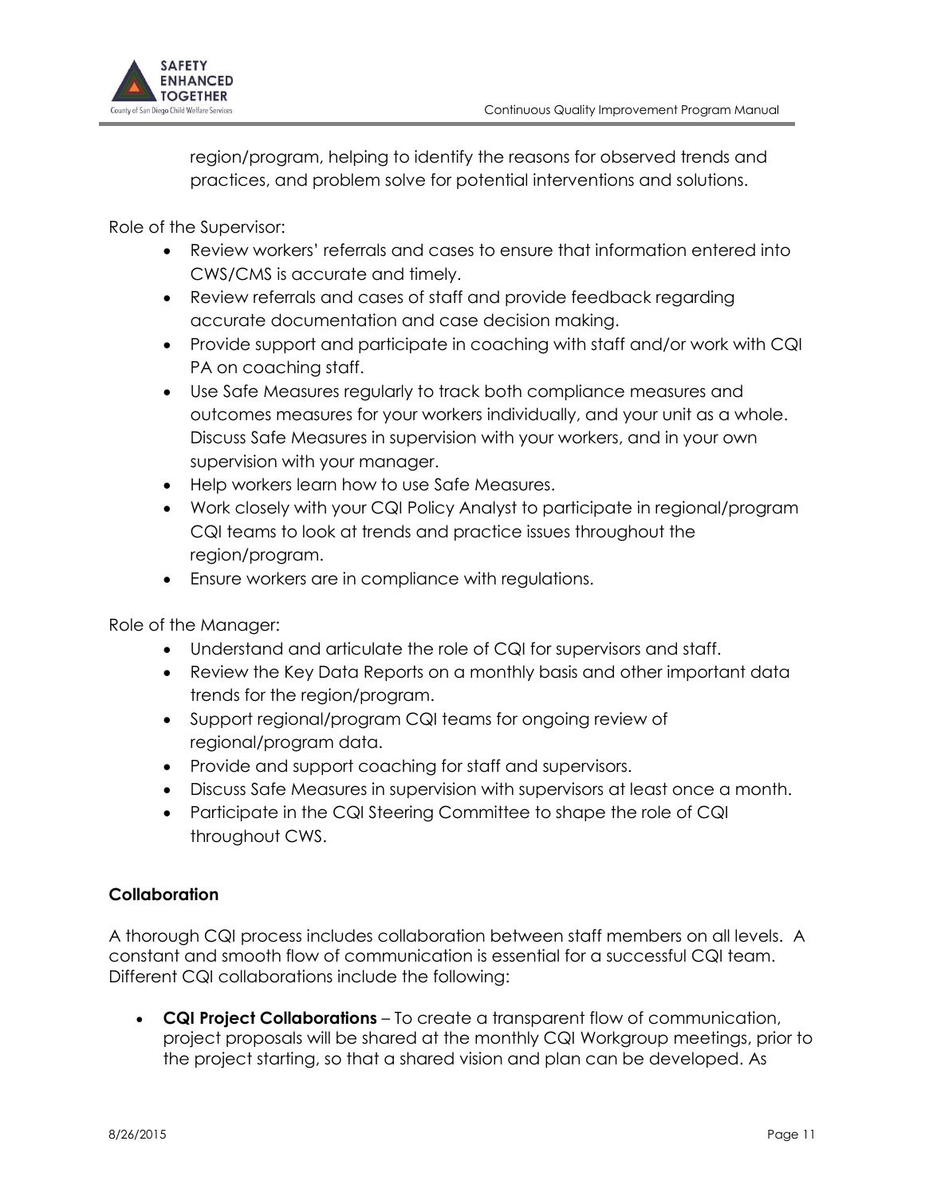region/program, helping to identify the reasons for observed trends and practices, and problem solve for potential interventions and solutions.

Role of the Supervisor:

- Review workers' referrals and cases to ensure that information entered into CWS/CMS is accurate and timely.
- Review referrals and cases of staff and provide feedback regarding accurate documentation and case decision making.
- Provide support and participate in coaching with staff and/or work with CQI PA on coaching staff.
- Use Safe Measures regularly to track both compliance measures and outcomes measures for your workers individually, and your unit as a whole. Discuss Safe Measures in supervision with your workers, and in your own supervision with your manager.
- Help workers learn how to use Safe Measures.
- Work closely with your CQI Policy Analyst to participate in regional/program CQI teams to look at trends and practice issues throughout the region/program.
- Ensure workers are in compliance with regulations.

Role of the Manager:

- Understand and articulate the role of CQI for supervisors and staff.
- Review the Key Data Reports on a monthly basis and other important data trends for the region/program.
- Support regional/program CQI teams for ongoing review of regional/program data.
- Provide and support coaching for staff and supervisors.
- Discuss Safe Measures in supervision with supervisors at least once a month.
- Participate in the CQI Steering Committee to shape the role of CQI throughout CWS.

**Collaboration**

A thorough CQI process includes collaboration between staff members on all levels. A constant and smooth flow of communication is essential for a successful CQI team. Different CQI collaborations include the following:

- **CQI Project Collaborations** – To create a transparent flow of communication, project proposals will be shared at the monthly CQI Workgroup meetings, prior to the project starting, so that a shared vision and plan can be developed. As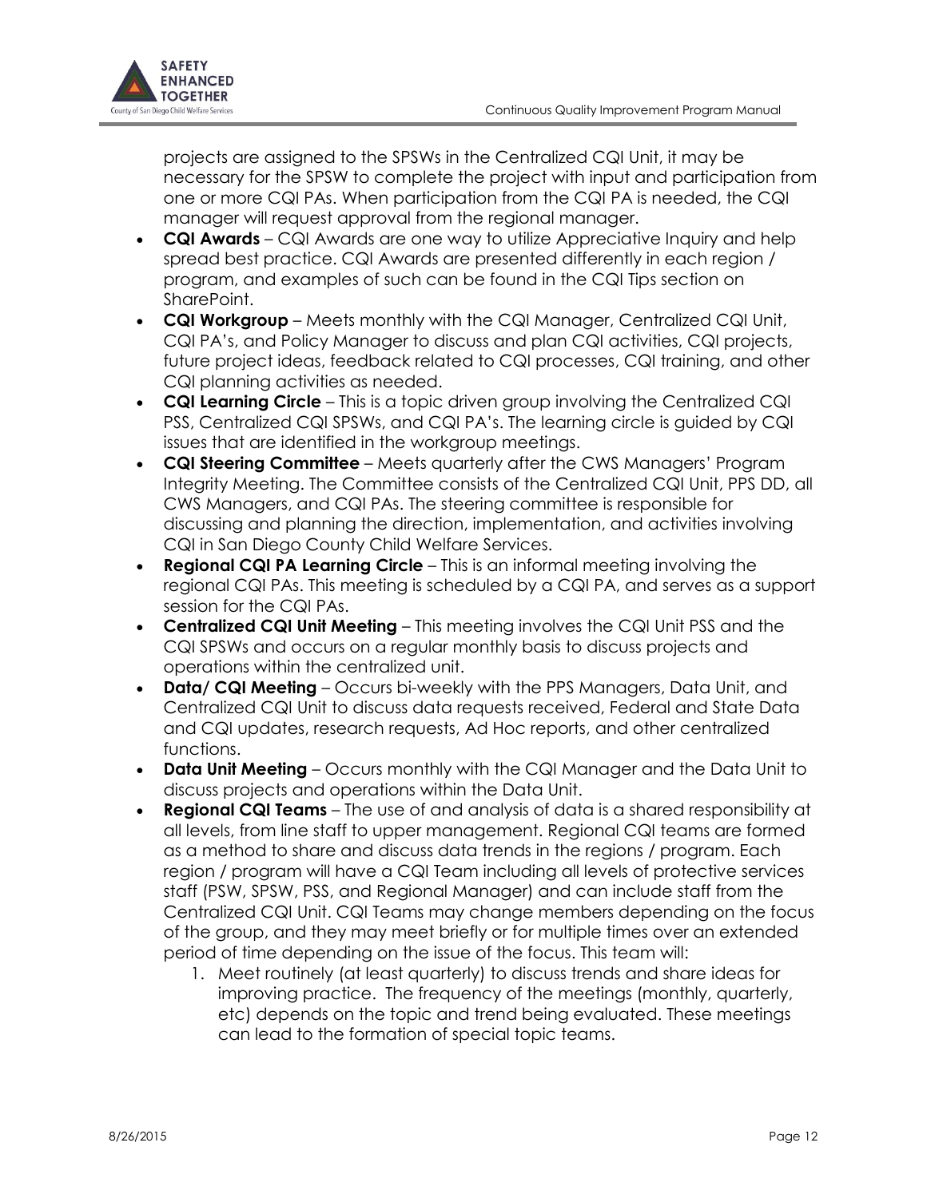projects are assigned to the SPSWs in the Centralized CQI Unit, it may be necessary for the SPSW to complete the project with input and participation from one or more CQI PAs. When participation from the CQI PA is needed, the CQI manager will request approval from the regional manager.

- **CQI Awards** – CQI Awards are one way to utilize Appreciative Inquiry and help spread best practice. CQI Awards are presented differently in each region / program, and examples of such can be found in the CQI Tips section on SharePoint.
- **CQI Workgroup** – Meets monthly with the CQI Manager, Centralized CQI Unit, CQI PA's, and Policy Manager to discuss and plan CQI activities, CQI projects, future project ideas, feedback related to CQI processes, CQI training, and other CQI planning activities as needed.
- **CQI Learning Circle** – This is a topic driven group involving the Centralized CQI PSS, Centralized CQI SPSWs, and CQI PA's. The learning circle is guided by CQI issues that are identified in the workgroup meetings.
- **CQI Steering Committee** – Meets quarterly after the CWS Managers' Program Integrity Meeting. The Committee consists of the Centralized CQI Unit, PPS DD, all CWS Managers, and CQI PAs. The steering committee is responsible for discussing and planning the direction, implementation, and activities involving CQI in San Diego County Child Welfare Services.
- **Regional CQI PA Learning Circle** – This is an informal meeting involving the regional CQI PAs. This meeting is scheduled by a CQI PA, and serves as a support session for the CQI PAs.
- **Centralized CQI Unit Meeting** – This meeting involves the CQI Unit PSS and the CQI SPSWs and occurs on a regular monthly basis to discuss projects and operations within the centralized unit.
- **Data/ CQI Meeting** – Occurs bi-weekly with the PPS Managers, Data Unit, and Centralized CQI Unit to discuss data requests received, Federal and State Data and CQI updates, research requests, Ad Hoc reports, and other centralized functions.
- **Data Unit Meeting** – Occurs monthly with the CQI Manager and the Data Unit to discuss projects and operations within the Data Unit.
- **Regional CQI Teams** – The use of and analysis of data is a shared responsibility at all levels, from line staff to upper management. Regional CQI teams are formed as a method to share and discuss data trends in the regions / program. Each region / program will have a CQI Team including all levels of protective services staff (PSW, SPSW, PSS, and Regional Manager) and can include staff from the Centralized CQI Unit. CQI Teams may change members depending on the focus of the group, and they may meet briefly or for multiple times over an extended period of time depending on the issue of the focus. This team will:
    1. Meet routinely (at least quarterly) to discuss trends and share ideas for improving practice. The frequency of the meetings (monthly, quarterly, etc) depends on the topic and trend being evaluated. These meetings can lead to the formation of special topic teams.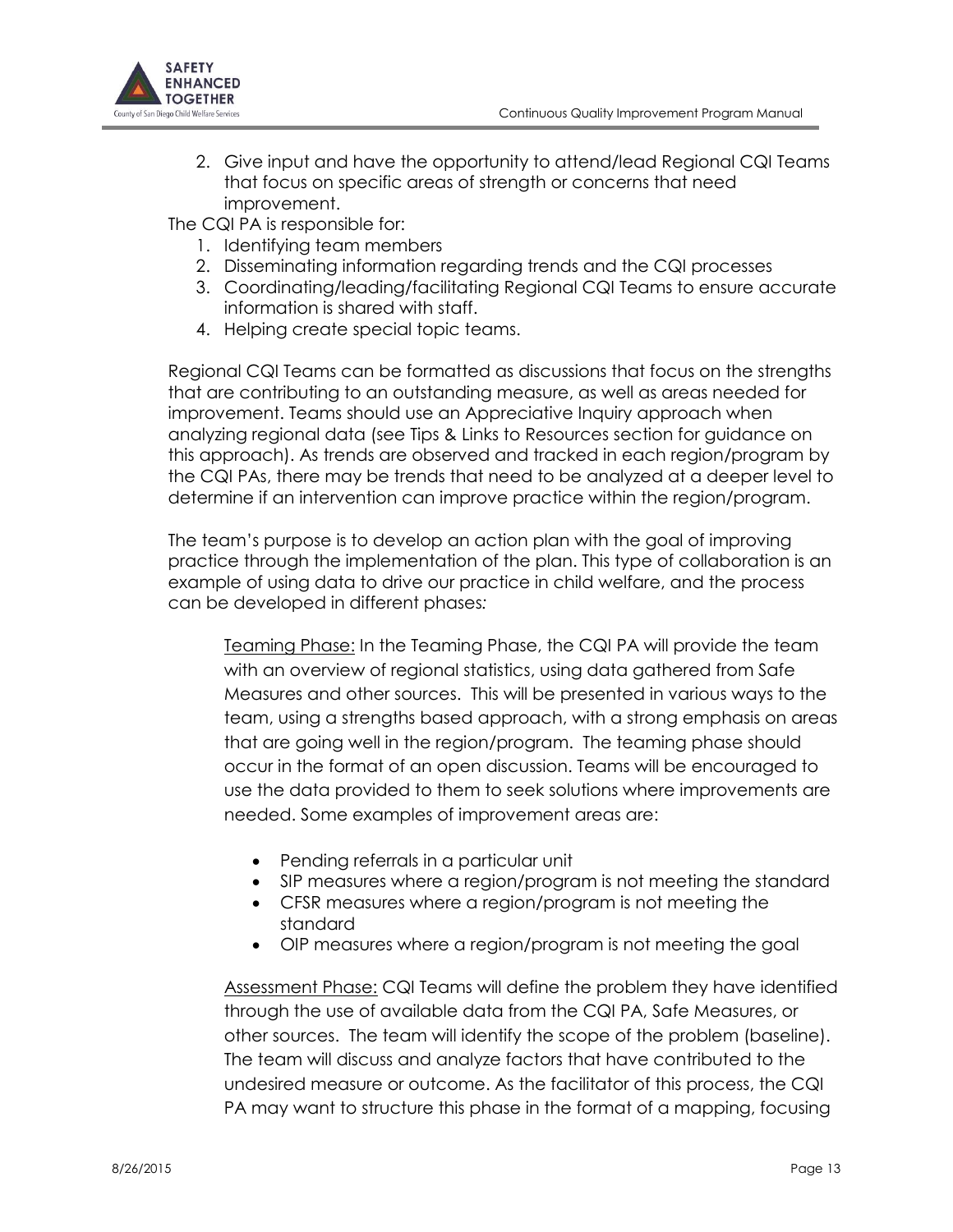2. Give input and have the opportunity to attend/lead Regional CQI Teams that focus on specific areas of strength or concerns that need improvement.

The CQI PA is responsible for:

1. Identifying team members
2. Disseminating information regarding trends and the CQI processes
3. Coordinating/leading/facilitating Regional CQI Teams to ensure accurate information is shared with staff.
4. Helping create special topic teams.

Regional CQI Teams can be formatted as discussions that focus on the strengths that are contributing to an outstanding measure, as well as areas needed for improvement. Teams should use an Appreciative Inquiry approach when analyzing regional data (see Tips & Links to Resources section for guidance on this approach). As trends are observed and tracked in each region/program by the CQI PAs, there may be trends that need to be analyzed at a deeper level to determine if an intervention can improve practice within the region/program.

The team's purpose is to develop an action plan with the goal of improving practice through the implementation of the plan. This type of collaboration is an example of using data to drive our practice in child welfare, and the process can be developed in different phases*:*

<u>Teaming Phase:</u> In the Teaming Phase, the CQI PA will provide the team with an overview of regional statistics, using data gathered from Safe Measures and other sources. This will be presented in various ways to the team, using a strengths based approach, with a strong emphasis on areas that are going well in the region/program. The teaming phase should occur in the format of an open discussion. Teams will be encouraged to use the data provided to them to seek solutions where improvements are needed. Some examples of improvement areas are:

- Pending referrals in a particular unit
- SIP measures where a region/program is not meeting the standard
- CFSR measures where a region/program is not meeting the standard
- OIP measures where a region/program is not meeting the goal

<u>Assessment Phase:</u> CQI Teams will define the problem they have identified through the use of available data from the CQI PA, Safe Measures, or other sources. The team will identify the scope of the problem (baseline). The team will discuss and analyze factors that have contributed to the undesired measure or outcome. As the facilitator of this process, the CQI PA may want to structure this phase in the format of a mapping, focusing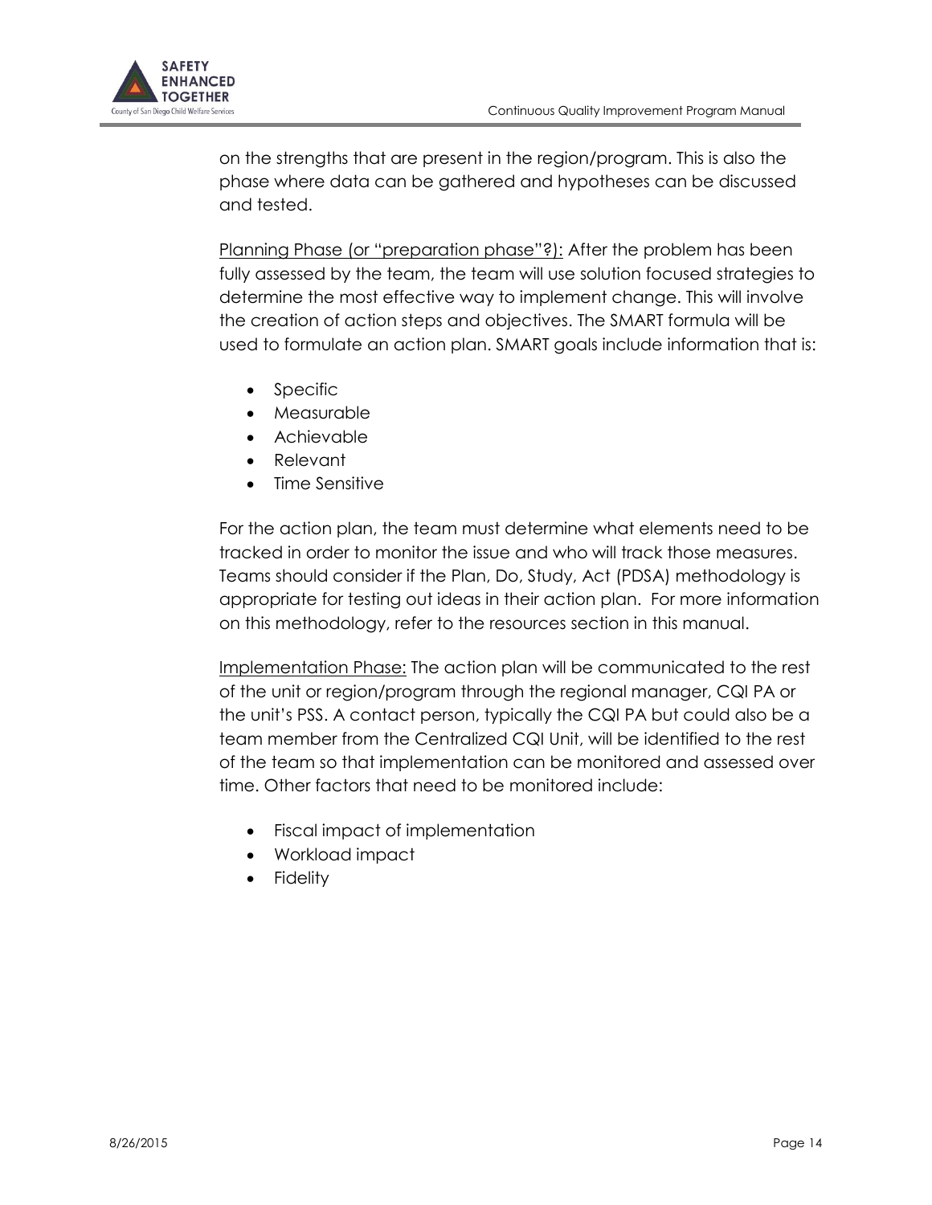on the strengths that are present in the region/program. This is also the phase where data can be gathered and hypotheses can be discussed and tested.

<u>Planning Phase (or "preparation phase"?):</u> After the problem has been fully assessed by the team, the team will use solution focused strategies to determine the most effective way to implement change. This will involve the creation of action steps and objectives. The SMART formula will be used to formulate an action plan. SMART goals include information that is:

- Specific
- Measurable
- Achievable
- Relevant
- Time Sensitive

For the action plan, the team must determine what elements need to be tracked in order to monitor the issue and who will track those measures. Teams should consider if the Plan, Do, Study, Act (PDSA) methodology is appropriate for testing out ideas in their action plan. For more information on this methodology, refer to the resources section in this manual.

<u>Implementation Phase:</u> The action plan will be communicated to the rest of the unit or region/program through the regional manager, CQI PA or the unit's PSS. A contact person, typically the CQI PA but could also be a team member from the Centralized CQI Unit, will be identified to the rest of the team so that implementation can be monitored and assessed over time. Other factors that need to be monitored include:

- Fiscal impact of implementation
- Workload impact
- Fidelity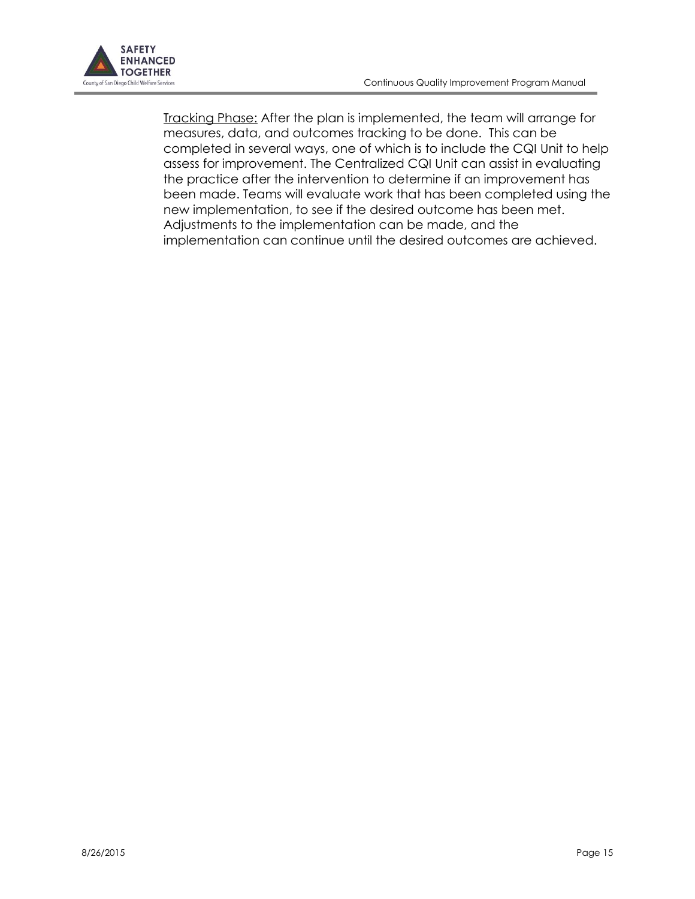<u>Tracking Phase:</u> After the plan is implemented, the team will arrange for measures, data, and outcomes tracking to be done. This can be completed in several ways, one of which is to include the CQI Unit to help assess for improvement. The Centralized CQI Unit can assist in evaluating the practice after the intervention to determine if an improvement has been made. Teams will evaluate work that has been completed using the new implementation, to see if the desired outcome has been met. Adjustments to the implementation can be made, and the implementation can continue until the desired outcomes are achieved.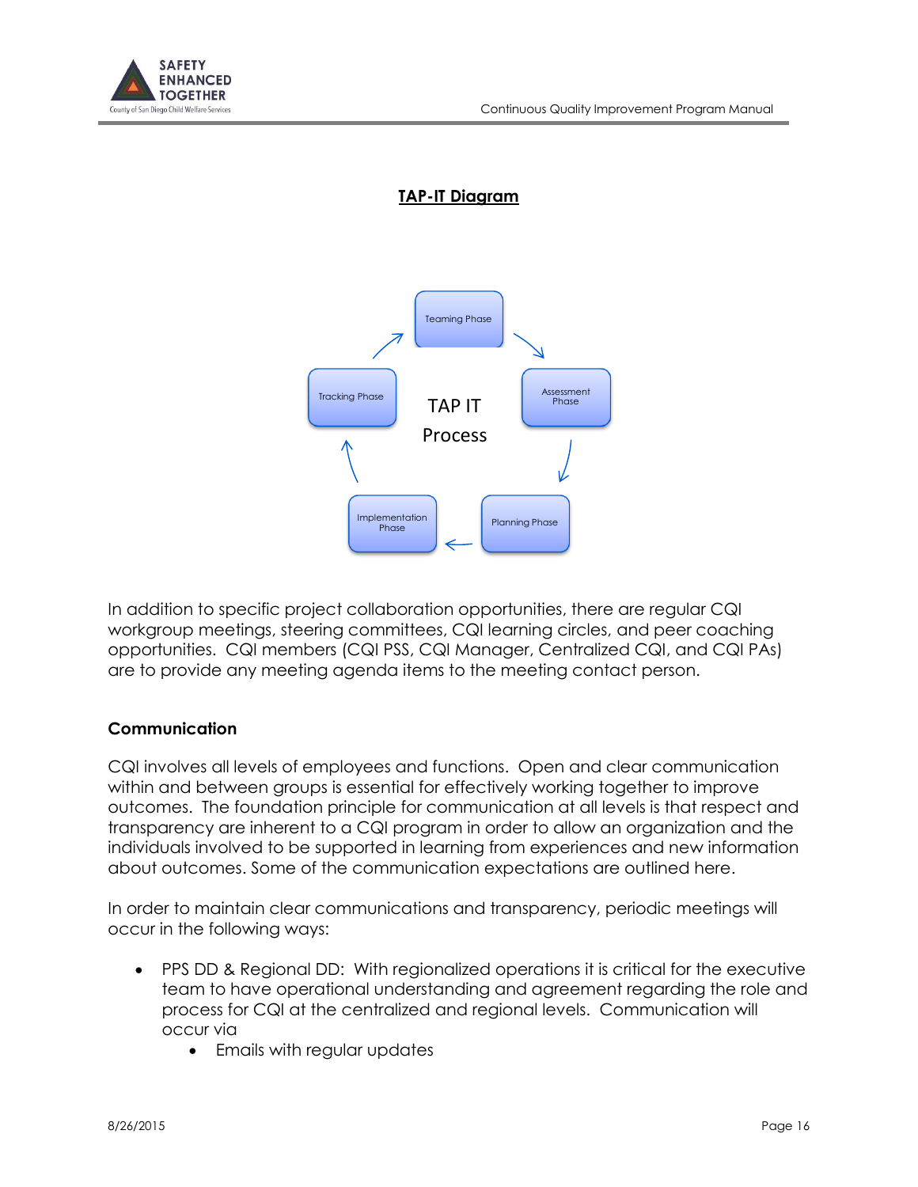## TAP-IT Diagram

Teaming Phase → Assessment Phase → Planning Phase → Implementation Phase → Tracking Phase → Teaming Phase

TAP IT Process

In addition to specific project collaboration opportunities, there are regular CQI workgroup meetings, steering committees, CQI learning circles, and peer coaching opportunities. CQI members (CQI PSS, CQI Manager, Centralized CQI, and CQI PAs) are to provide any meeting agenda items to the meeting contact person.

### Communication

CQI involves all levels of employees and functions. Open and clear communication within and between groups is essential for effectively working together to improve outcomes. The foundation principle for communication at all levels is that respect and transparency are inherent to a CQI program in order to allow an organization and the individuals involved to be supported in learning from experiences and new information about outcomes. Some of the communication expectations are outlined here.

In order to maintain clear communications and transparency, periodic meetings will occur in the following ways:

- PPS DD & Regional DD: With regionalized operations it is critical for the executive team to have operational understanding and agreement regarding the role and process for CQI at the centralized and regional levels. Communication will occur via
  - Emails with regular updates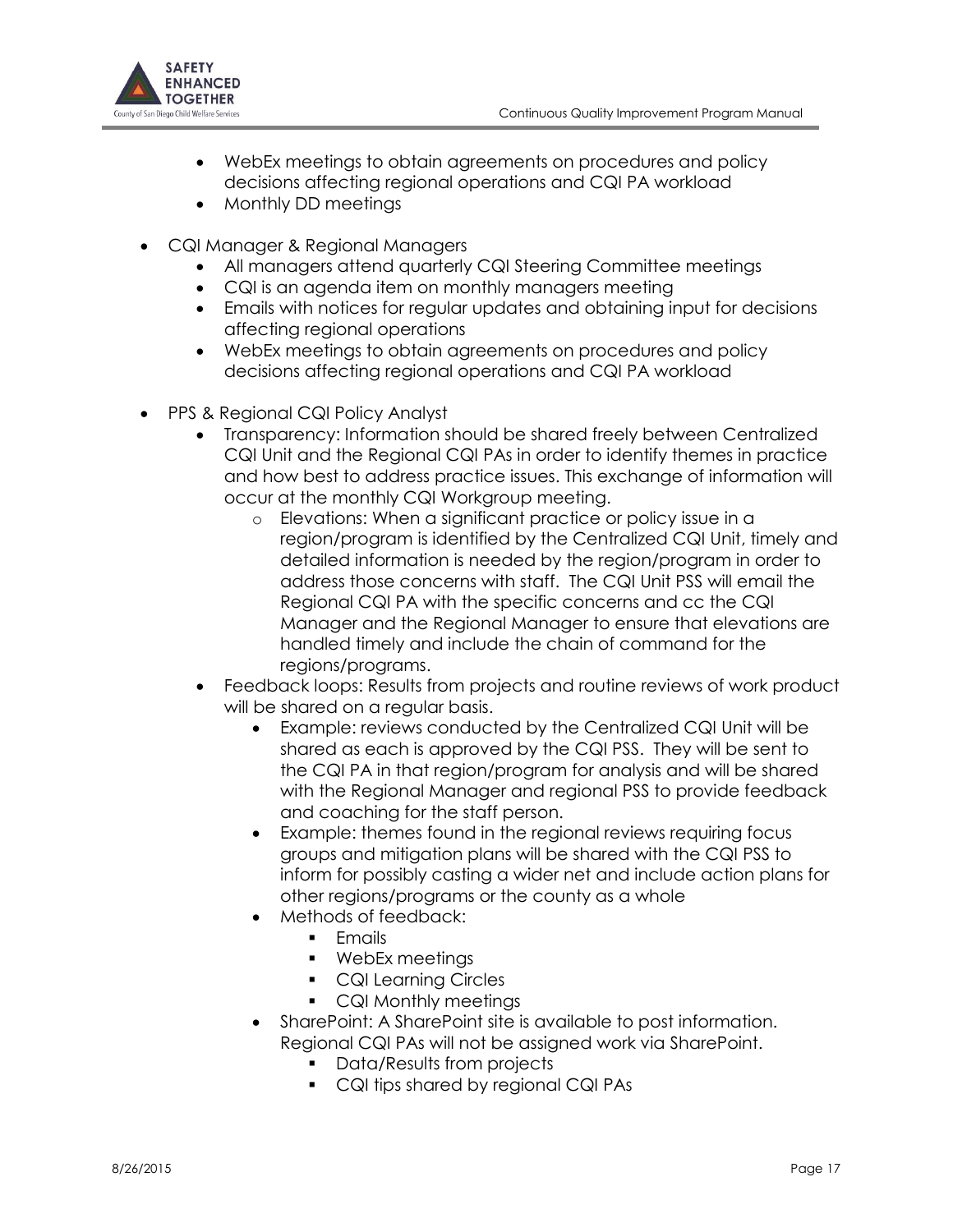- WebEx meetings to obtain agreements on procedures and policy decisions affecting regional operations and CQI PA workload
- Monthly DD meetings

- CQI Manager & Regional Managers
    - All managers attend quarterly CQI Steering Committee meetings
    - CQI is an agenda item on monthly managers meeting
    - Emails with notices for regular updates and obtaining input for decisions affecting regional operations
    - WebEx meetings to obtain agreements on procedures and policy decisions affecting regional operations and CQI PA workload

- PPS & Regional CQI Policy Analyst
    - Transparency: Information should be shared freely between Centralized CQI Unit and the Regional CQI PAs in order to identify themes in practice and how best to address practice issues. This exchange of information will occur at the monthly CQI Workgroup meeting.
        - Elevations: When a significant practice or policy issue in a region/program is identified by the Centralized CQI Unit, timely and detailed information is needed by the region/program in order to address those concerns with staff. The CQI Unit PSS will email the Regional CQI PA with the specific concerns and cc the CQI Manager and the Regional Manager to ensure that elevations are handled timely and include the chain of command for the regions/programs.
    - Feedback loops: Results from projects and routine reviews of work product will be shared on a regular basis.
        - Example: reviews conducted by the Centralized CQI Unit will be shared as each is approved by the CQI PSS. They will be sent to the CQI PA in that region/program for analysis and will be shared with the Regional Manager and regional PSS to provide feedback and coaching for the staff person.
        - Example: themes found in the regional reviews requiring focus groups and mitigation plans will be shared with the CQI PSS to inform for possibly casting a wider net and include action plans for other regions/programs or the county as a whole
        - Methods of feedback:
            - Emails
            - WebEx meetings
            - CQI Learning Circles
            - CQI Monthly meetings
        - SharePoint: A SharePoint site is available to post information. Regional CQI PAs will not be assigned work via SharePoint.
            - Data/Results from projects
            - CQI tips shared by regional CQI PAs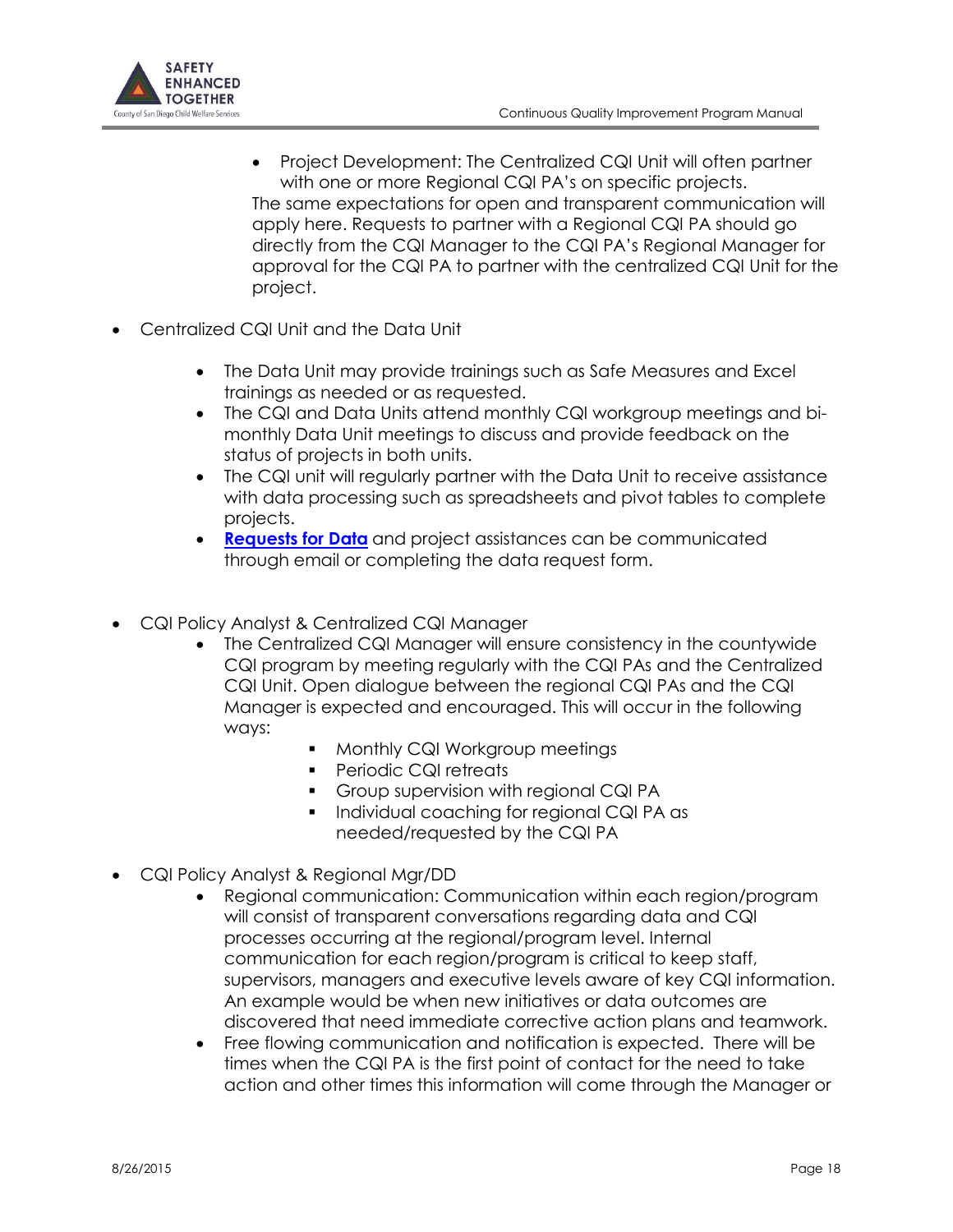- Project Development: The Centralized CQI Unit will often partner with one or more Regional CQI PA's on specific projects.

  The same expectations for open and transparent communication will apply here. Requests to partner with a Regional CQI PA should go directly from the CQI Manager to the CQI PA's Regional Manager for approval for the CQI PA to partner with the centralized CQI Unit for the project.

- Centralized CQI Unit and the Data Unit
  - The Data Unit may provide trainings such as Safe Measures and Excel trainings as needed or as requested.
  - The CQI and Data Units attend monthly CQI workgroup meetings and bi-monthly Data Unit meetings to discuss and provide feedback on the status of projects in both units.
  - The CQI unit will regularly partner with the Data Unit to receive assistance with data processing such as spreadsheets and pivot tables to complete projects.
  - **Requests for Data** and project assistances can be communicated through email or completing the data request form.

- CQI Policy Analyst & Centralized CQI Manager
  - The Centralized CQI Manager will ensure consistency in the countywide CQI program by meeting regularly with the CQI PAs and the Centralized CQI Unit. Open dialogue between the regional CQI PAs and the CQI Manager is expected and encouraged. This will occur in the following ways:
    - Monthly CQI Workgroup meetings
    - Periodic CQI retreats
    - Group supervision with regional CQI PA
    - Individual coaching for regional CQI PA as needed/requested by the CQI PA

- CQI Policy Analyst & Regional Mgr/DD
  - Regional communication: Communication within each region/program will consist of transparent conversations regarding data and CQI processes occurring at the regional/program level. Internal communication for each region/program is critical to keep staff, supervisors, managers and executive levels aware of key CQI information. An example would be when new initiatives or data outcomes are discovered that need immediate corrective action plans and teamwork.
  - Free flowing communication and notification is expected. There will be times when the CQI PA is the first point of contact for the need to take action and other times this information will come through the Manager or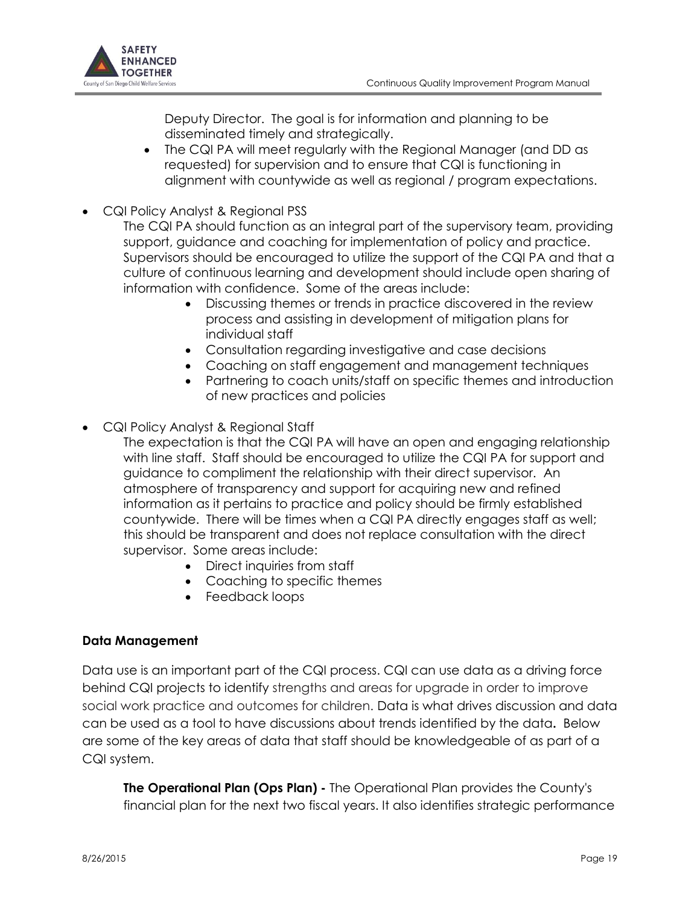Deputy Director. The goal is for information and planning to be disseminated timely and strategically.

- The CQI PA will meet regularly with the Regional Manager (and DD as requested) for supervision and to ensure that CQI is functioning in alignment with countywide as well as regional / program expectations.

- CQI Policy Analyst & Regional PSS

  The CQI PA should function as an integral part of the supervisory team, providing support, guidance and coaching for implementation of policy and practice. Supervisors should be encouraged to utilize the support of the CQI PA and that a culture of continuous learning and development should include open sharing of information with confidence. Some of the areas include:

  - Discussing themes or trends in practice discovered in the review process and assisting in development of mitigation plans for individual staff
  - Consultation regarding investigative and case decisions
  - Coaching on staff engagement and management techniques
  - Partnering to coach units/staff on specific themes and introduction of new practices and policies

- CQI Policy Analyst & Regional Staff

  The expectation is that the CQI PA will have an open and engaging relationship with line staff. Staff should be encouraged to utilize the CQI PA for support and guidance to compliment the relationship with their direct supervisor. An atmosphere of transparency and support for acquiring new and refined information as it pertains to practice and policy should be firmly established countywide. There will be times when a CQI PA directly engages staff as well; this should be transparent and does not replace consultation with the direct supervisor. Some areas include:

  - Direct inquiries from staff
  - Coaching to specific themes
  - Feedback loops

**Data Management**

Data use is an important part of the CQI process. CQI can use data as a driving force behind CQI projects to identify strengths and areas for upgrade in order to improve social work practice and outcomes for children. Data is what drives discussion and data can be used as a tool to have discussions about trends identified by the data. Below are some of the key areas of data that staff should be knowledgeable of as part of a CQI system.

**The Operational Plan (Ops Plan) -** The Operational Plan provides the County's financial plan for the next two fiscal years. It also identifies strategic performance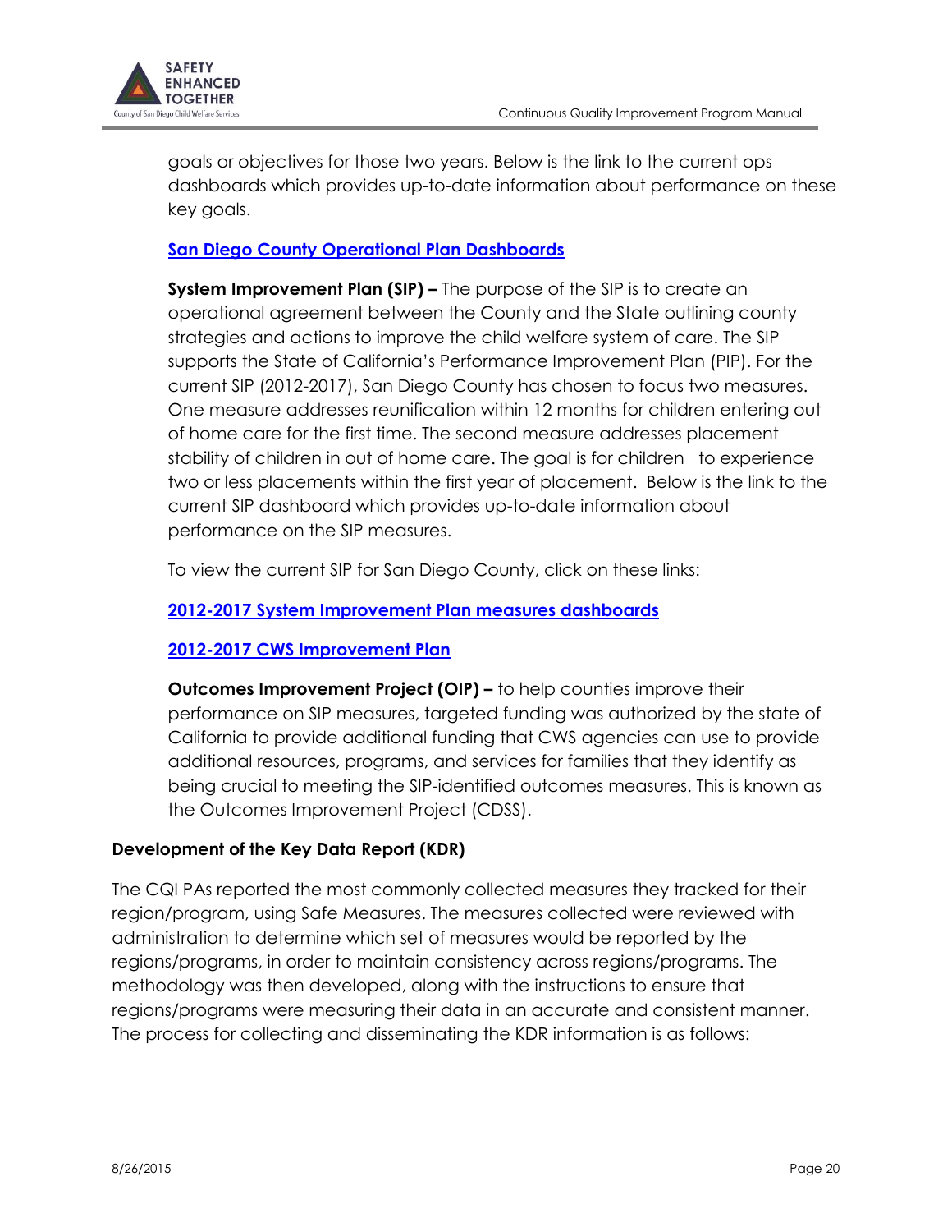goals or objectives for those two years. Below is the link to the current ops dashboards which provides up-to-date information about performance on these key goals.

**San Diego County Operational Plan Dashboards**

**System Improvement Plan (SIP) –** The purpose of the SIP is to create an operational agreement between the County and the State outlining county strategies and actions to improve the child welfare system of care. The SIP supports the State of California's Performance Improvement Plan (PIP). For the current SIP (2012-2017), San Diego County has chosen to focus two measures. One measure addresses reunification within 12 months for children entering out of home care for the first time. The second measure addresses placement stability of children in out of home care. The goal is for children to experience two or less placements within the first year of placement. Below is the link to the current SIP dashboard which provides up-to-date information about performance on the SIP measures.

To view the current SIP for San Diego County, click on these links:

**2012-2017 System Improvement Plan measures dashboards**

**2012-2017 CWS Improvement Plan**

**Outcomes Improvement Project (OIP) –** to help counties improve their performance on SIP measures, targeted funding was authorized by the state of California to provide additional funding that CWS agencies can use to provide additional resources, programs, and services for families that they identify as being crucial to meeting the SIP-identified outcomes measures. This is known as the Outcomes Improvement Project (CDSS).

### Development of the Key Data Report (KDR)

The CQI PAs reported the most commonly collected measures they tracked for their region/program, using Safe Measures. The measures collected were reviewed with administration to determine which set of measures would be reported by the regions/programs, in order to maintain consistency across regions/programs. The methodology was then developed, along with the instructions to ensure that regions/programs were measuring their data in an accurate and consistent manner. The process for collecting and disseminating the KDR information is as follows: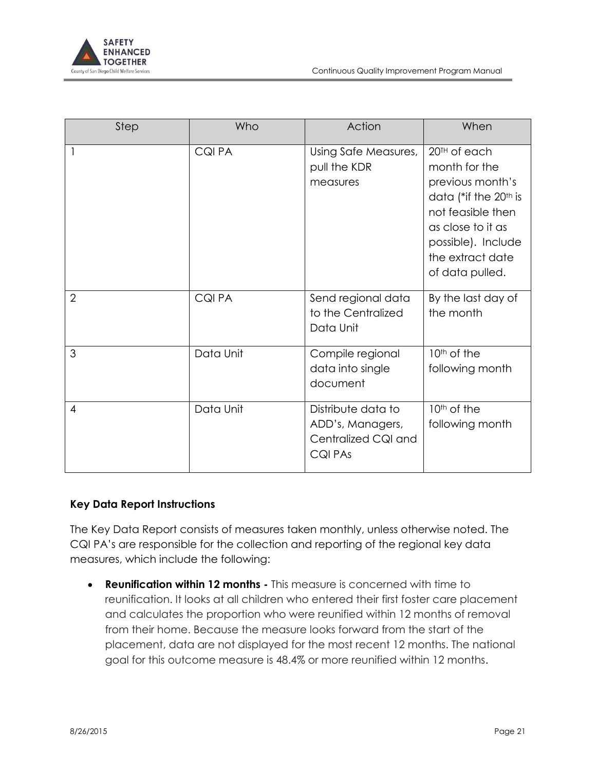| Step | Who | Action | When |
| --- | --- | --- | --- |
| 1 | CQI PA | Using Safe Measures, pull the KDR measures | 20TH of each month for the previous month's data (*if the 20th is not feasible then as close to it as possible). Include the extract date of data pulled. |
| 2 | CQI PA | Send regional data to the Centralized Data Unit | By the last day of the month |
| 3 | Data Unit | Compile regional data into single document | 10th of the following month |
| 4 | Data Unit | Distribute data to ADD's, Managers, Centralized CQI and CQI PAs | 10th of the following month |

**Key Data Report Instructions**

The Key Data Report consists of measures taken monthly, unless otherwise noted. The CQI PA's are responsible for the collection and reporting of the regional key data measures, which include the following:

- **Reunification within 12 months -** This measure is concerned with time to reunification. It looks at all children who entered their first foster care placement and calculates the proportion who were reunified within 12 months of removal from their home. Because the measure looks forward from the start of the placement, data are not displayed for the most recent 12 months. The national goal for this outcome measure is 48.4% or more reunified within 12 months.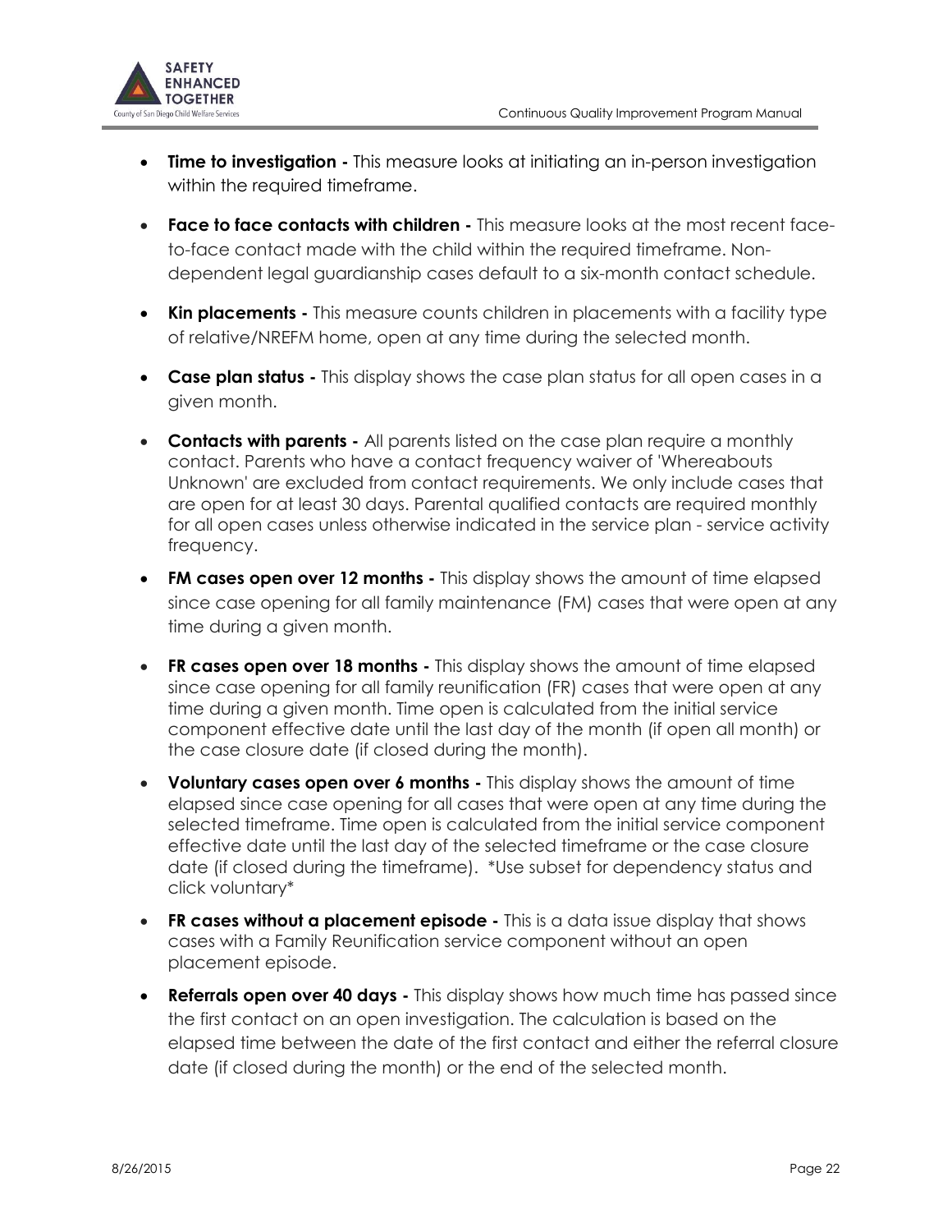- **Time to investigation -** This measure looks at initiating an in-person investigation within the required timeframe.
- **Face to face contacts with children -** This measure looks at the most recent face-to-face contact made with the child within the required timeframe. Non-dependent legal guardianship cases default to a six-month contact schedule.
- **Kin placements -** This measure counts children in placements with a facility type of relative/NREFM home, open at any time during the selected month.
- **Case plan status -** This display shows the case plan status for all open cases in a given month.
- **Contacts with parents -** All parents listed on the case plan require a monthly contact. Parents who have a contact frequency waiver of 'Whereabouts Unknown' are excluded from contact requirements. We only include cases that are open for at least 30 days. Parental qualified contacts are required monthly for all open cases unless otherwise indicated in the service plan - service activity frequency.
- **FM cases open over 12 months -** This display shows the amount of time elapsed since case opening for all family maintenance (FM) cases that were open at any time during a given month.
- **FR cases open over 18 months -** This display shows the amount of time elapsed since case opening for all family reunification (FR) cases that were open at any time during a given month. Time open is calculated from the initial service component effective date until the last day of the month (if open all month) or the case closure date (if closed during the month).
- **Voluntary cases open over 6 months -** This display shows the amount of time elapsed since case opening for all cases that were open at any time during the selected timeframe. Time open is calculated from the initial service component effective date until the last day of the selected timeframe or the case closure date (if closed during the timeframe). *Use subset for dependency status and click voluntary*
- **FR cases without a placement episode -** This is a data issue display that shows cases with a Family Reunification service component without an open placement episode.
- **Referrals open over 40 days -** This display shows how much time has passed since the first contact on an open investigation. The calculation is based on the elapsed time between the date of the first contact and either the referral closure date (if closed during the month) or the end of the selected month.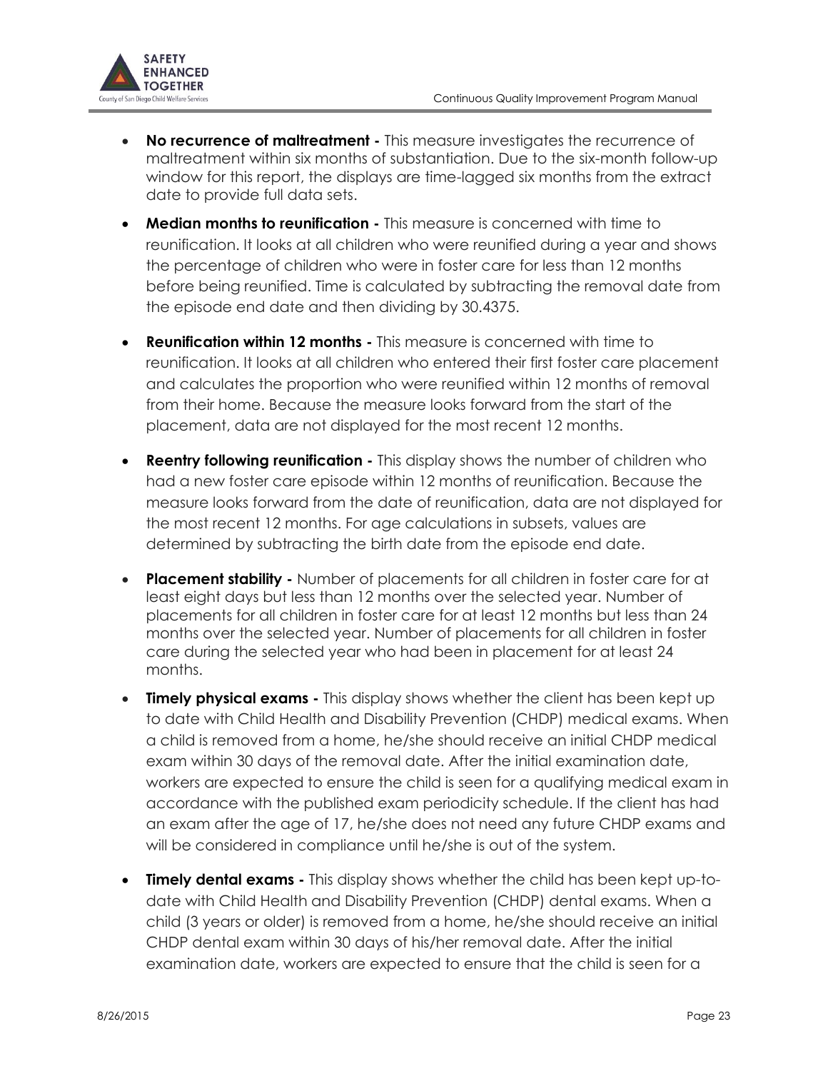- **No recurrence of maltreatment -** This measure investigates the recurrence of maltreatment within six months of substantiation. Due to the six-month follow-up window for this report, the displays are time-lagged six months from the extract date to provide full data sets.

- **Median months to reunification -** This measure is concerned with time to reunification. It looks at all children who were reunified during a year and shows the percentage of children who were in foster care for less than 12 months before being reunified. Time is calculated by subtracting the removal date from the episode end date and then dividing by 30.4375.

- **Reunification within 12 months -** This measure is concerned with time to reunification. It looks at all children who entered their first foster care placement and calculates the proportion who were reunified within 12 months of removal from their home. Because the measure looks forward from the start of the placement, data are not displayed for the most recent 12 months.

- **Reentry following reunification -** This display shows the number of children who had a new foster care episode within 12 months of reunification. Because the measure looks forward from the date of reunification, data are not displayed for the most recent 12 months. For age calculations in subsets, values are determined by subtracting the birth date from the episode end date.

- **Placement stability -** Number of placements for all children in foster care for at least eight days but less than 12 months over the selected year. Number of placements for all children in foster care for at least 12 months but less than 24 months over the selected year. Number of placements for all children in foster care during the selected year who had been in placement for at least 24 months.

- **Timely physical exams -** This display shows whether the client has been kept up to date with Child Health and Disability Prevention (CHDP) medical exams. When a child is removed from a home, he/she should receive an initial CHDP medical exam within 30 days of the removal date. After the initial examination date, workers are expected to ensure the child is seen for a qualifying medical exam in accordance with the published exam periodicity schedule. If the client has had an exam after the age of 17, he/she does not need any future CHDP exams and will be considered in compliance until he/she is out of the system.

- **Timely dental exams -** This display shows whether the child has been kept up-to-date with Child Health and Disability Prevention (CHDP) dental exams. When a child (3 years or older) is removed from a home, he/she should receive an initial CHDP dental exam within 30 days of his/her removal date. After the initial examination date, workers are expected to ensure that the child is seen for a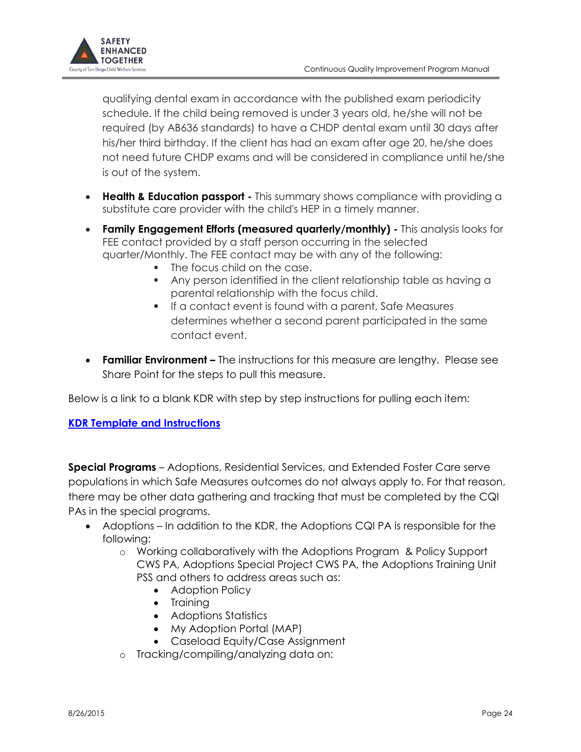qualifying dental exam in accordance with the published exam periodicity schedule. If the child being removed is under 3 years old, he/she will not be required (by AB636 standards) to have a CHDP dental exam until 30 days after his/her third birthday. If the client has had an exam after age 20, he/she does not need future CHDP exams and will be considered in compliance until he/she is out of the system.

- **Health & Education passport -** This summary shows compliance with providing a substitute care provider with the child's HEP in a timely manner.
- **Family Engagement Efforts (measured quarterly/monthly) -** This analysis looks for FEE contact provided by a staff person occurring in the selected quarter/Monthly. The FEE contact may be with any of the following:
    - The focus child on the case.
    - Any person identified in the client relationship table as having a parental relationship with the focus child.
    - If a contact event is found with a parent, Safe Measures determines whether a second parent participated in the same contact event.
- **Familiar Environment –** The instructions for this measure are lengthy. Please see Share Point for the steps to pull this measure.

Below is a link to a blank KDR with step by step instructions for pulling each item:

**KDR Template and Instructions**

**Special Programs** – Adoptions, Residential Services, and Extended Foster Care serve populations in which Safe Measures outcomes do not always apply to. For that reason, there may be other data gathering and tracking that must be completed by the CQI PAs in the special programs.

- Adoptions – In addition to the KDR, the Adoptions CQI PA is responsible for the following:
    - Working collaboratively with the Adoptions Program & Policy Support CWS PA, Adoptions Special Project CWS PA, the Adoptions Training Unit PSS and others to address areas such as:
        - Adoption Policy
        - Training
        - Adoptions Statistics
        - My Adoption Portal (MAP)
        - Caseload Equity/Case Assignment
    - Tracking/compiling/analyzing data on: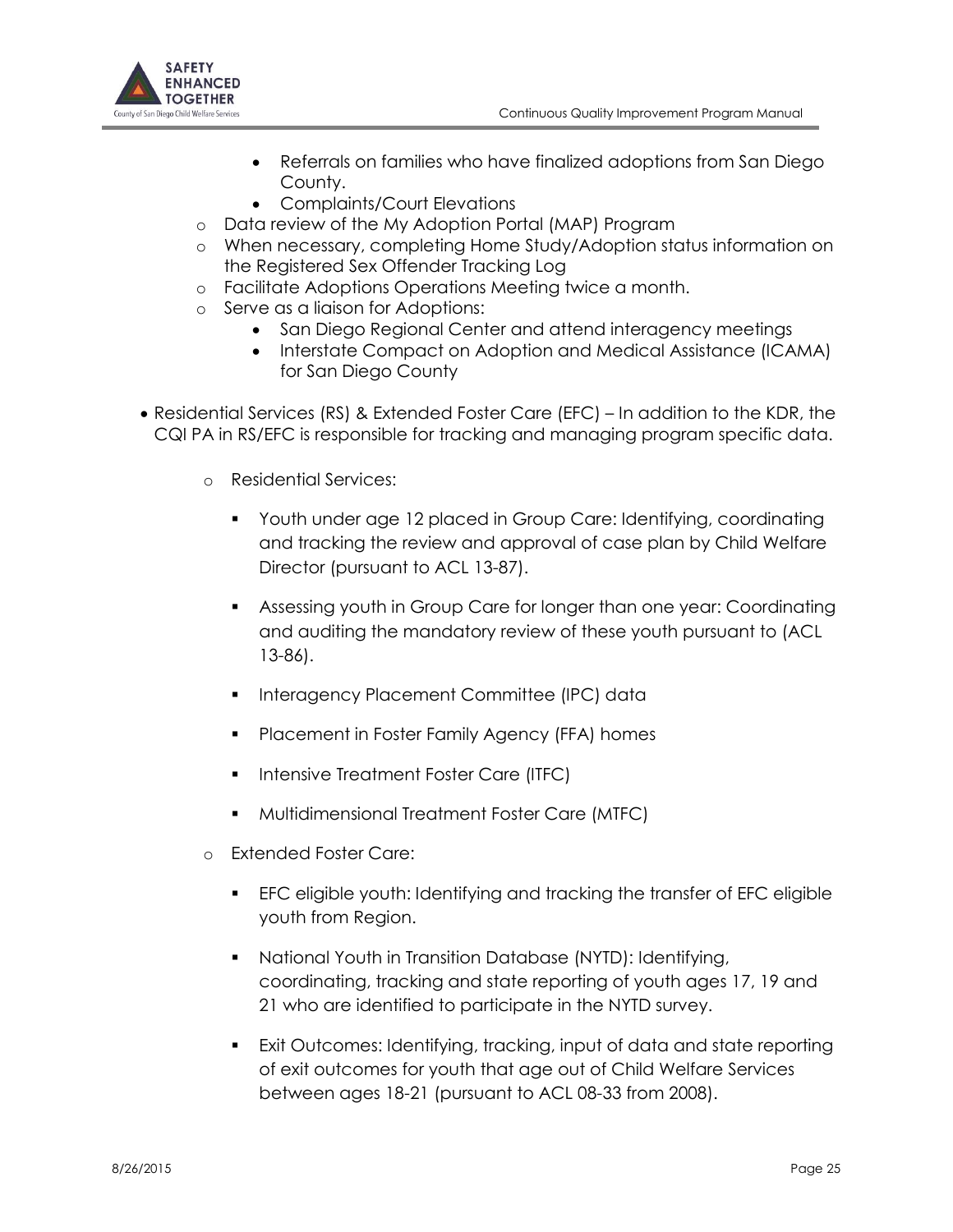- Referrals on families who have finalized adoptions from San Diego County.
        - Complaints/Court Elevations
    - Data review of the My Adoption Portal (MAP) Program
    - When necessary, completing Home Study/Adoption status information on the Registered Sex Offender Tracking Log
    - Facilitate Adoptions Operations Meeting twice a month.
    - Serve as a liaison for Adoptions:
        - San Diego Regional Center and attend interagency meetings
        - Interstate Compact on Adoption and Medical Assistance (ICAMA) for San Diego County

- Residential Services (RS) & Extended Foster Care (EFC) – In addition to the KDR, the CQI PA in RS/EFC is responsible for tracking and managing program specific data.

    - Residential Services:

        - Youth under age 12 placed in Group Care: Identifying, coordinating and tracking the review and approval of case plan by Child Welfare Director (pursuant to ACL 13-87).

        - Assessing youth in Group Care for longer than one year: Coordinating and auditing the mandatory review of these youth pursuant to (ACL 13-86).

        - Interagency Placement Committee (IPC) data

        - Placement in Foster Family Agency (FFA) homes

        - Intensive Treatment Foster Care (ITFC)

        - Multidimensional Treatment Foster Care (MTFC)

    - Extended Foster Care:

        - EFC eligible youth: Identifying and tracking the transfer of EFC eligible youth from Region.

        - National Youth in Transition Database (NYTD): Identifying, coordinating, tracking and state reporting of youth ages 17, 19 and 21 who are identified to participate in the NYTD survey.

        - Exit Outcomes: Identifying, tracking, input of data and state reporting of exit outcomes for youth that age out of Child Welfare Services between ages 18-21 (pursuant to ACL 08-33 from 2008).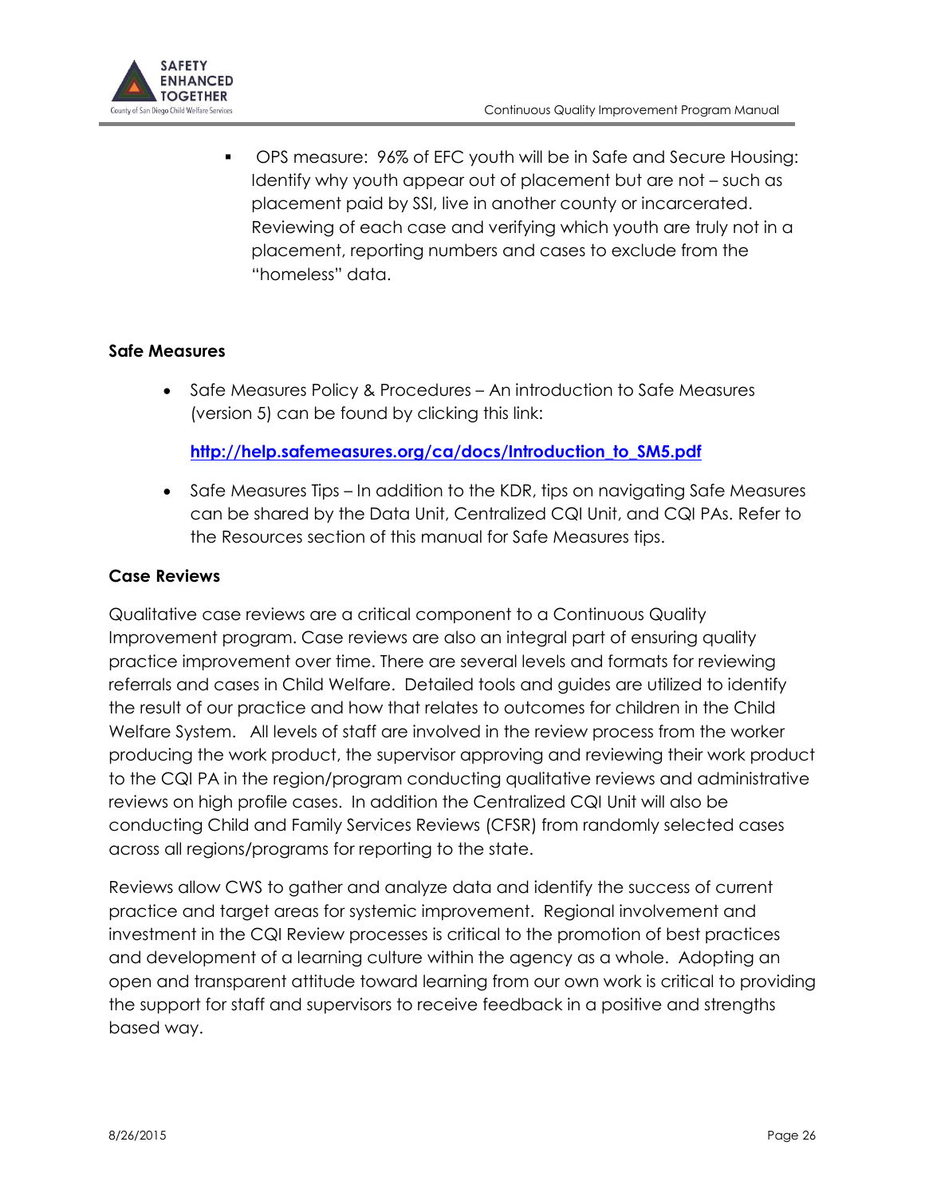- OPS measure: 96% of EFC youth will be in Safe and Secure Housing: Identify why youth appear out of placement but are not – such as placement paid by SSI, live in another county or incarcerated. Reviewing of each case and verifying which youth are truly not in a placement, reporting numbers and cases to exclude from the "homeless" data.

**Safe Measures**

- Safe Measures Policy & Procedures – An introduction to Safe Measures (version 5) can be found by clicking this link:

  [http://help.safemeasures.org/ca/docs/Introduction_to_SM5.pdf](http://help.safemeasures.org/ca/docs/Introduction_to_SM5.pdf)

- Safe Measures Tips – In addition to the KDR, tips on navigating Safe Measures can be shared by the Data Unit, Centralized CQI Unit, and CQI PAs. Refer to the Resources section of this manual for Safe Measures tips.

**Case Reviews**

Qualitative case reviews are a critical component to a Continuous Quality Improvement program. Case reviews are also an integral part of ensuring quality practice improvement over time. There are several levels and formats for reviewing referrals and cases in Child Welfare. Detailed tools and guides are utilized to identify the result of our practice and how that relates to outcomes for children in the Child Welfare System. All levels of staff are involved in the review process from the worker producing the work product, the supervisor approving and reviewing their work product to the CQI PA in the region/program conducting qualitative reviews and administrative reviews on high profile cases. In addition the Centralized CQI Unit will also be conducting Child and Family Services Reviews (CFSR) from randomly selected cases across all regions/programs for reporting to the state.

Reviews allow CWS to gather and analyze data and identify the success of current practice and target areas for systemic improvement. Regional involvement and investment in the CQI Review processes is critical to the promotion of best practices and development of a learning culture within the agency as a whole. Adopting an open and transparent attitude toward learning from our own work is critical to providing the support for staff and supervisors to receive feedback in a positive and strengths based way.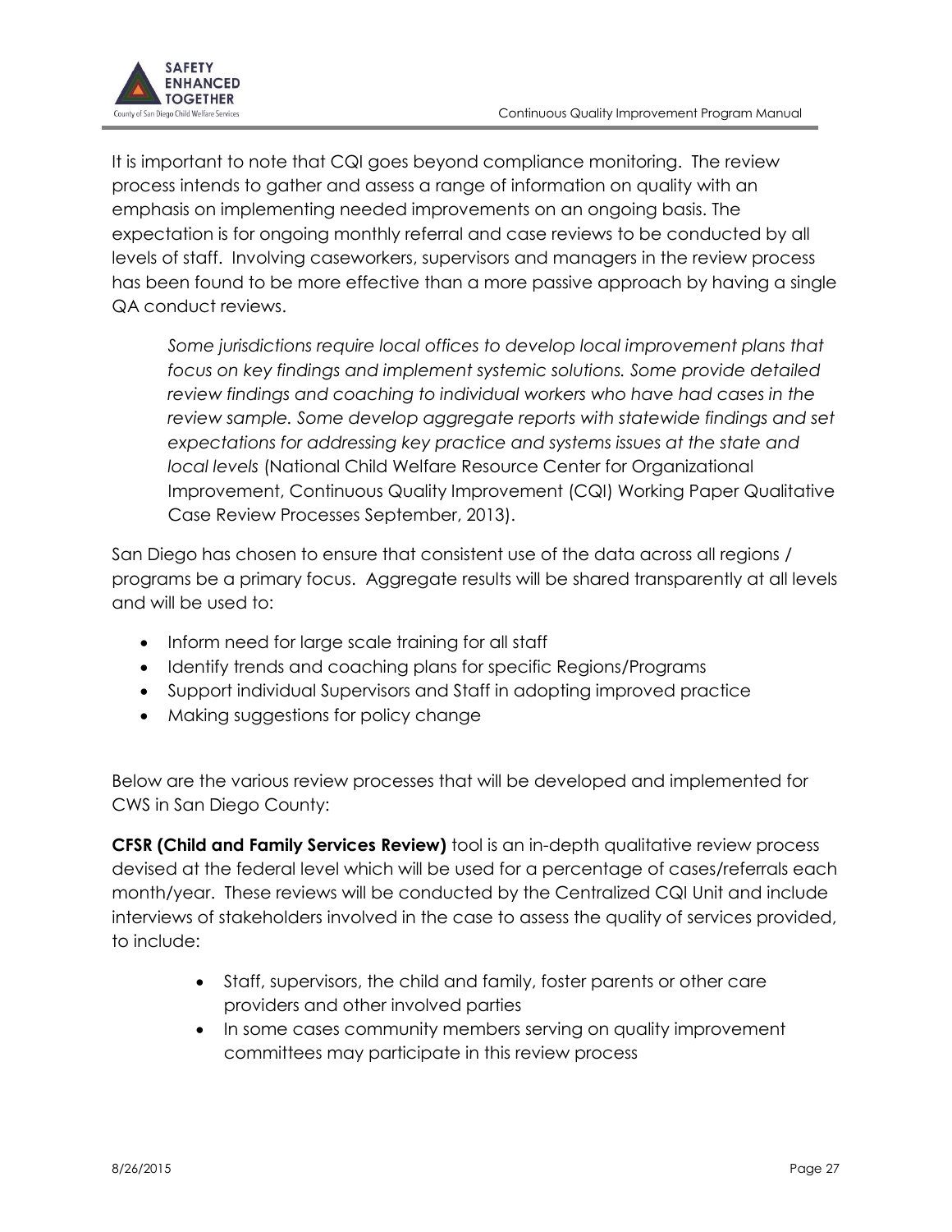It is important to note that CQI goes beyond compliance monitoring. The review process intends to gather and assess a range of information on quality with an emphasis on implementing needed improvements on an ongoing basis. The expectation is for ongoing monthly referral and case reviews to be conducted by all levels of staff. Involving caseworkers, supervisors and managers in the review process has been found to be more effective than a more passive approach by having a single QA conduct reviews.

> *Some jurisdictions require local offices to develop local improvement plans that focus on key findings and implement systemic solutions. Some provide detailed review findings and coaching to individual workers who have had cases in the review sample. Some develop aggregate reports with statewide findings and set expectations for addressing key practice and systems issues at the state and local levels* (National Child Welfare Resource Center for Organizational Improvement, Continuous Quality Improvement (CQI) Working Paper Qualitative Case Review Processes September, 2013).

San Diego has chosen to ensure that consistent use of the data across all regions / programs be a primary focus. Aggregate results will be shared transparently at all levels and will be used to:

- Inform need for large scale training for all staff
- Identify trends and coaching plans for specific Regions/Programs
- Support individual Supervisors and Staff in adopting improved practice
- Making suggestions for policy change

Below are the various review processes that will be developed and implemented for CWS in San Diego County:

**CFSR (Child and Family Services Review)** tool is an in-depth qualitative review process devised at the federal level which will be used for a percentage of cases/referrals each month/year. These reviews will be conducted by the Centralized CQI Unit and include interviews of stakeholders involved in the case to assess the quality of services provided, to include:

- Staff, supervisors, the child and family, foster parents or other care providers and other involved parties
- In some cases community members serving on quality improvement committees may participate in this review process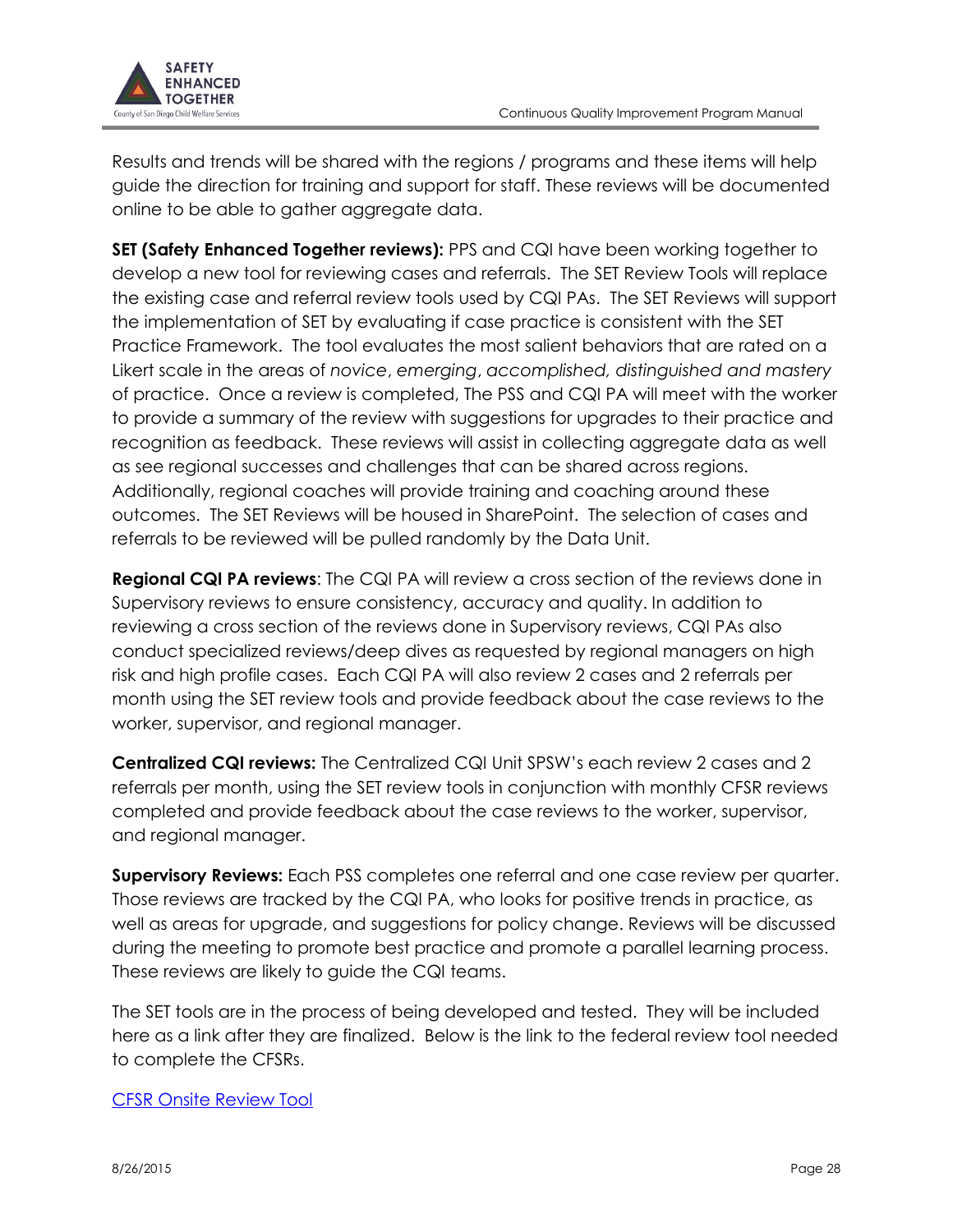Results and trends will be shared with the regions / programs and these items will help guide the direction for training and support for staff. These reviews will be documented online to be able to gather aggregate data.

**SET (Safety Enhanced Together reviews):** PPS and CQI have been working together to develop a new tool for reviewing cases and referrals. The SET Review Tools will replace the existing case and referral review tools used by CQI PAs. The SET Reviews will support the implementation of SET by evaluating if case practice is consistent with the SET Practice Framework. The tool evaluates the most salient behaviors that are rated on a Likert scale in the areas of *novice*, *emerging*, *accomplished, distinguished and mastery* of practice. Once a review is completed, The PSS and CQI PA will meet with the worker to provide a summary of the review with suggestions for upgrades to their practice and recognition as feedback. These reviews will assist in collecting aggregate data as well as see regional successes and challenges that can be shared across regions. Additionally, regional coaches will provide training and coaching around these outcomes. The SET Reviews will be housed in SharePoint. The selection of cases and referrals to be reviewed will be pulled randomly by the Data Unit.

**Regional CQI PA reviews**: The CQI PA will review a cross section of the reviews done in Supervisory reviews to ensure consistency, accuracy and quality. In addition to reviewing a cross section of the reviews done in Supervisory reviews, CQI PAs also conduct specialized reviews/deep dives as requested by regional managers on high risk and high profile cases. Each CQI PA will also review 2 cases and 2 referrals per month using the SET review tools and provide feedback about the case reviews to the worker, supervisor, and regional manager.

**Centralized CQI reviews:** The Centralized CQI Unit SPSW's each review 2 cases and 2 referrals per month, using the SET review tools in conjunction with monthly CFSR reviews completed and provide feedback about the case reviews to the worker, supervisor, and regional manager.

**Supervisory Reviews:** Each PSS completes one referral and one case review per quarter. Those reviews are tracked by the CQI PA, who looks for positive trends in practice, as well as areas for upgrade, and suggestions for policy change. Reviews will be discussed during the meeting to promote best practice and promote a parallel learning process. These reviews are likely to guide the CQI teams.

The SET tools are in the process of being developed and tested. They will be included here as a link after they are finalized. Below is the link to the federal review tool needed to complete the CFSRs.

CFSR Onsite Review Tool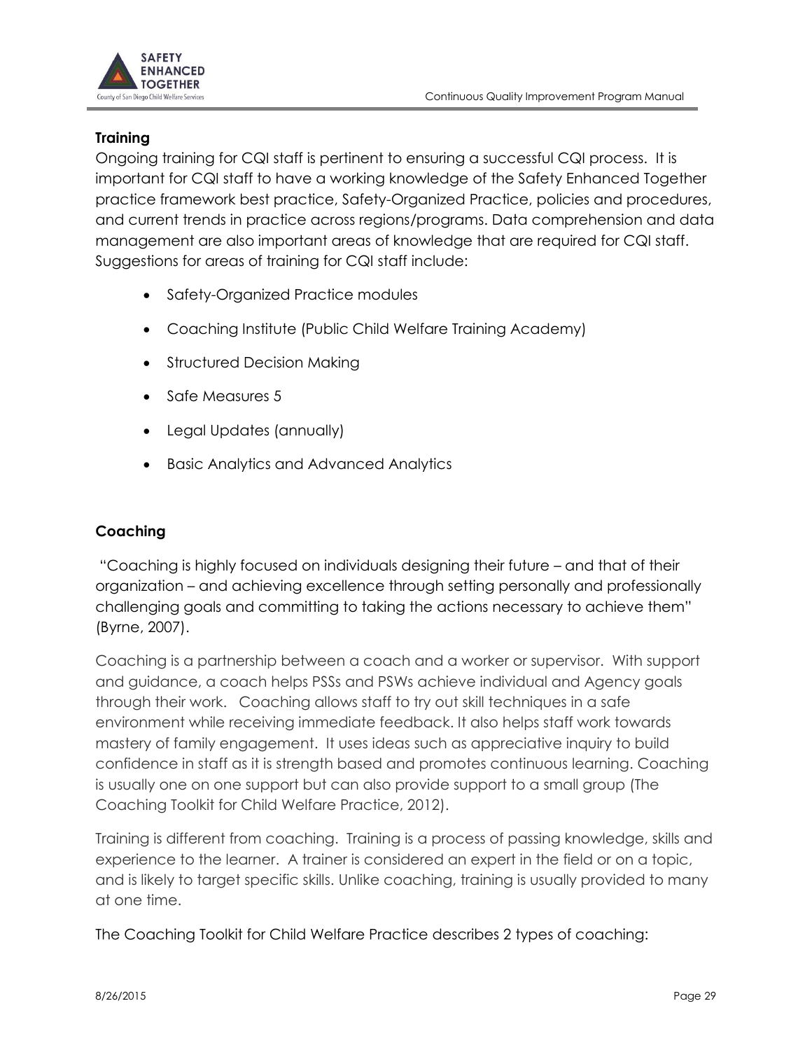**Training**

Ongoing training for CQI staff is pertinent to ensuring a successful CQI process. It is important for CQI staff to have a working knowledge of the Safety Enhanced Together practice framework best practice, Safety-Organized Practice, policies and procedures, and current trends in practice across regions/programs. Data comprehension and data management are also important areas of knowledge that are required for CQI staff. Suggestions for areas of training for CQI staff include:

- Safety-Organized Practice modules
- Coaching Institute (Public Child Welfare Training Academy)
- Structured Decision Making
- Safe Measures 5
- Legal Updates (annually)
- Basic Analytics and Advanced Analytics

**Coaching**

"Coaching is highly focused on individuals designing their future – and that of their organization – and achieving excellence through setting personally and professionally challenging goals and committing to taking the actions necessary to achieve them" (Byrne, 2007).

Coaching is a partnership between a coach and a worker or supervisor. With support and guidance, a coach helps PSSs and PSWs achieve individual and Agency goals through their work. Coaching allows staff to try out skill techniques in a safe environment while receiving immediate feedback. It also helps staff work towards mastery of family engagement. It uses ideas such as appreciative inquiry to build confidence in staff as it is strength based and promotes continuous learning. Coaching is usually one on one support but can also provide support to a small group (The Coaching Toolkit for Child Welfare Practice, 2012).

Training is different from coaching. Training is a process of passing knowledge, skills and experience to the learner. A trainer is considered an expert in the field or on a topic, and is likely to target specific skills. Unlike coaching, training is usually provided to many at one time.

The Coaching Toolkit for Child Welfare Practice describes 2 types of coaching: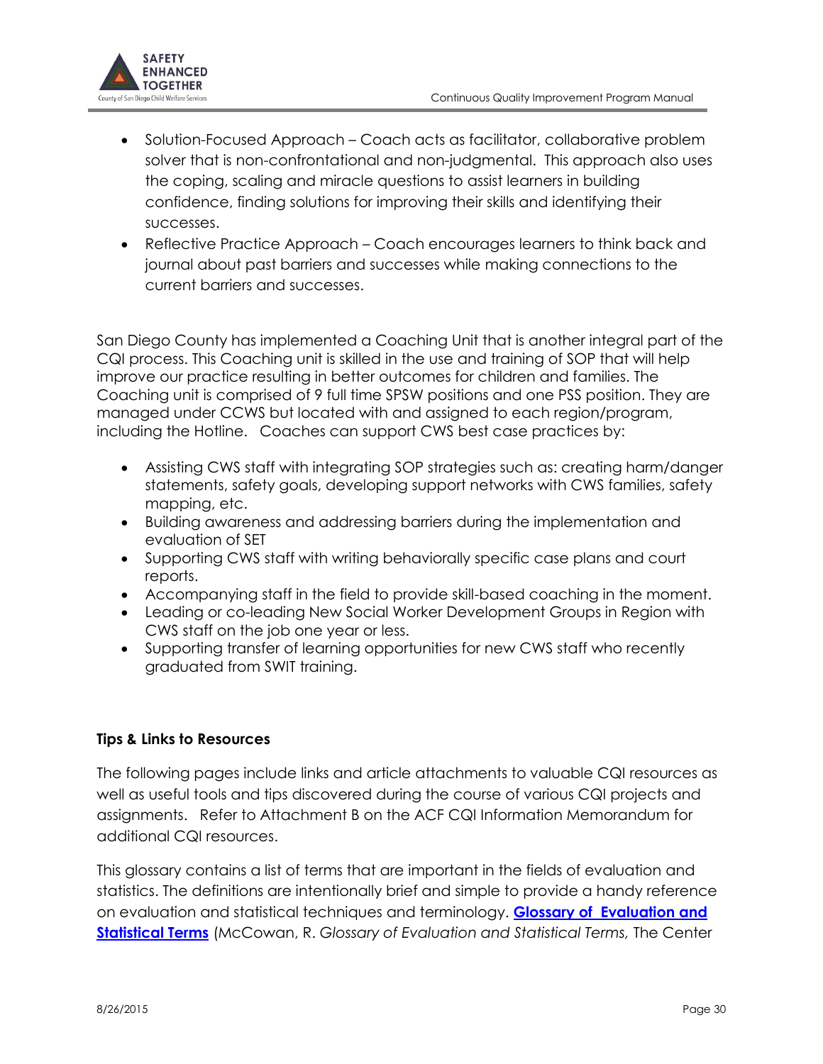- Solution-Focused Approach – Coach acts as facilitator, collaborative problem solver that is non-confrontational and non-judgmental. This approach also uses the coping, scaling and miracle questions to assist learners in building confidence, finding solutions for improving their skills and identifying their successes.
- Reflective Practice Approach – Coach encourages learners to think back and journal about past barriers and successes while making connections to the current barriers and successes.

San Diego County has implemented a Coaching Unit that is another integral part of the CQI process. This Coaching unit is skilled in the use and training of SOP that will help improve our practice resulting in better outcomes for children and families. The Coaching unit is comprised of 9 full time SPSW positions and one PSS position. They are managed under CCWS but located with and assigned to each region/program, including the Hotline. Coaches can support CWS best case practices by:

- Assisting CWS staff with integrating SOP strategies such as: creating harm/danger statements, safety goals, developing support networks with CWS families, safety mapping, etc.
- Building awareness and addressing barriers during the implementation and evaluation of SET
- Supporting CWS staff with writing behaviorally specific case plans and court reports.
- Accompanying staff in the field to provide skill-based coaching in the moment.
- Leading or co-leading New Social Worker Development Groups in Region with CWS staff on the job one year or less.
- Supporting transfer of learning opportunities for new CWS staff who recently graduated from SWIT training.

**Tips & Links to Resources**

The following pages include links and article attachments to valuable CQI resources as well as useful tools and tips discovered during the course of various CQI projects and assignments. Refer to Attachment B on the ACF CQI Information Memorandum for additional CQI resources.

This glossary contains a list of terms that are important in the fields of evaluation and statistics. The definitions are intentionally brief and simple to provide a handy reference on evaluation and statistical techniques and terminology. **Glossary of Evaluation and Statistical Terms** (McCowan, R. *Glossary of Evaluation and Statistical Terms,* The Center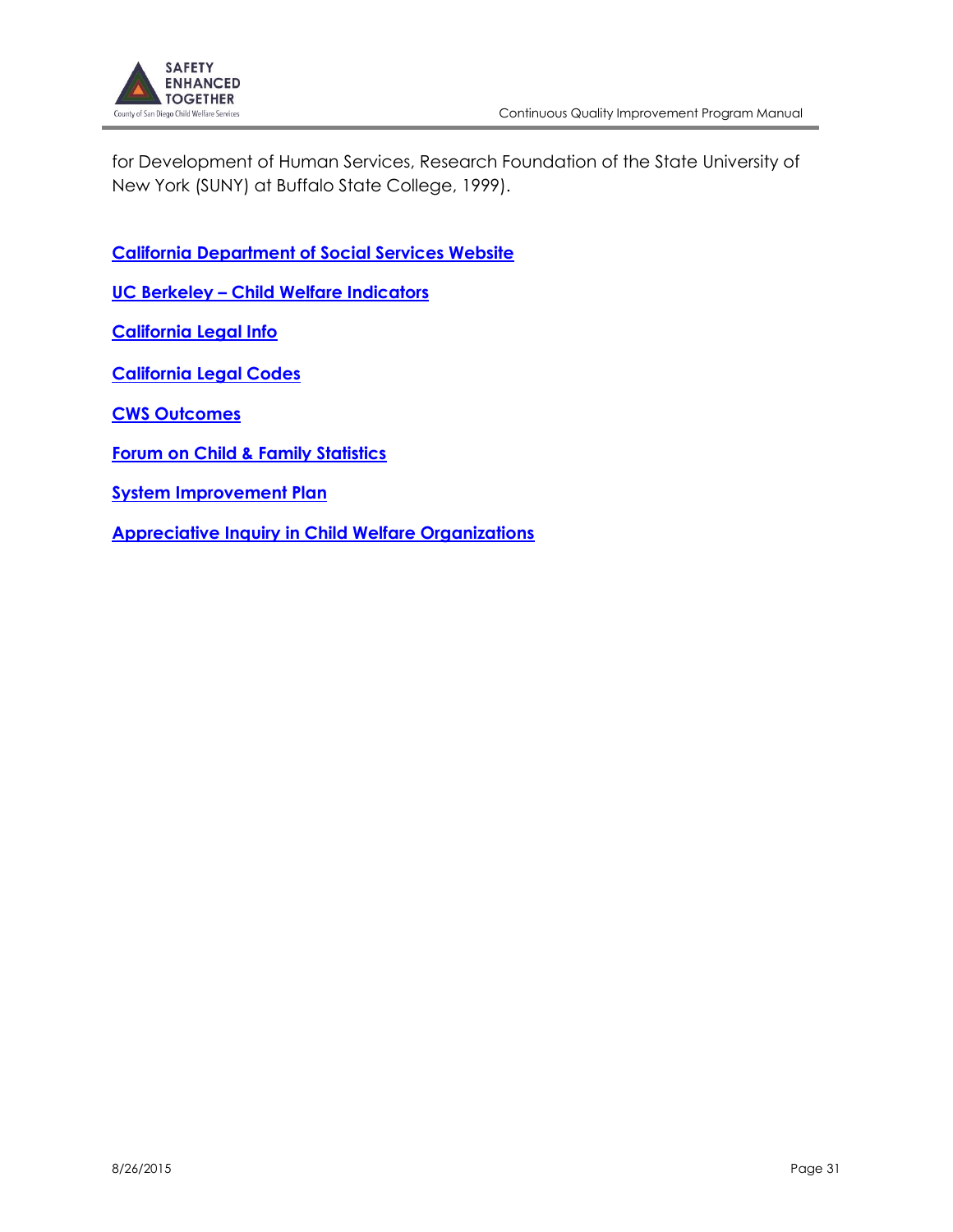for Development of Human Services, Research Foundation of the State University of New York (SUNY) at Buffalo State College, 1999).

**California Department of Social Services Website**

**UC Berkeley – Child Welfare Indicators**

**California Legal Info**

**California Legal Codes**

**CWS Outcomes**

**Forum on Child & Family Statistics**

**System Improvement Plan**

**Appreciative Inquiry in Child Welfare Organizations**